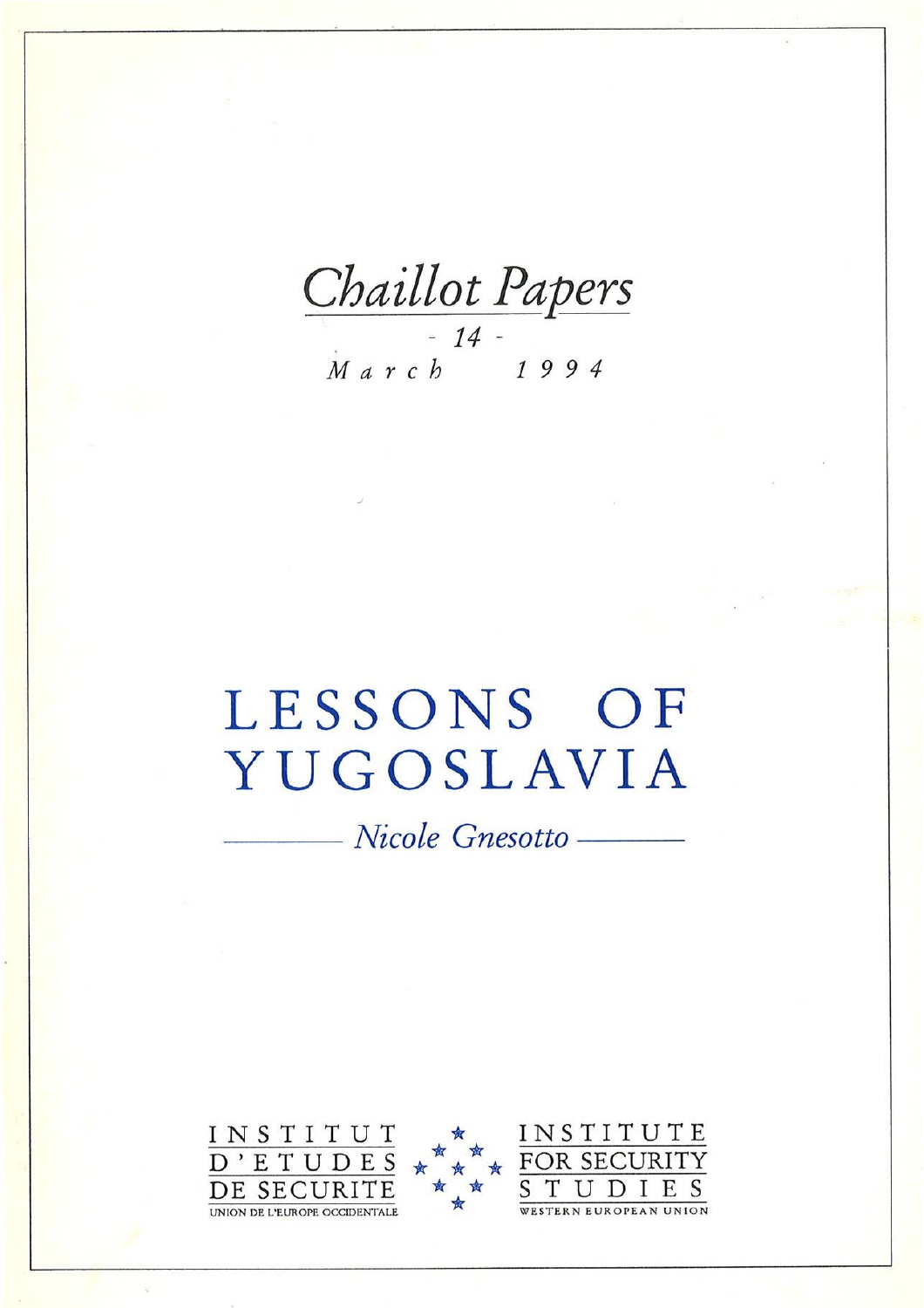# Chaillot Papers

- 14 -

March 1994

# LESSONS OF YUGOSLAVIA

Nicole Gnesotto

INSTITUT D'ETUDES DE SECURITE
UNION DE L'EUROPE OCCIDENTALE

INSTITUTE FOR SECURITY STUDIES
WESTERN EUROPEAN UNION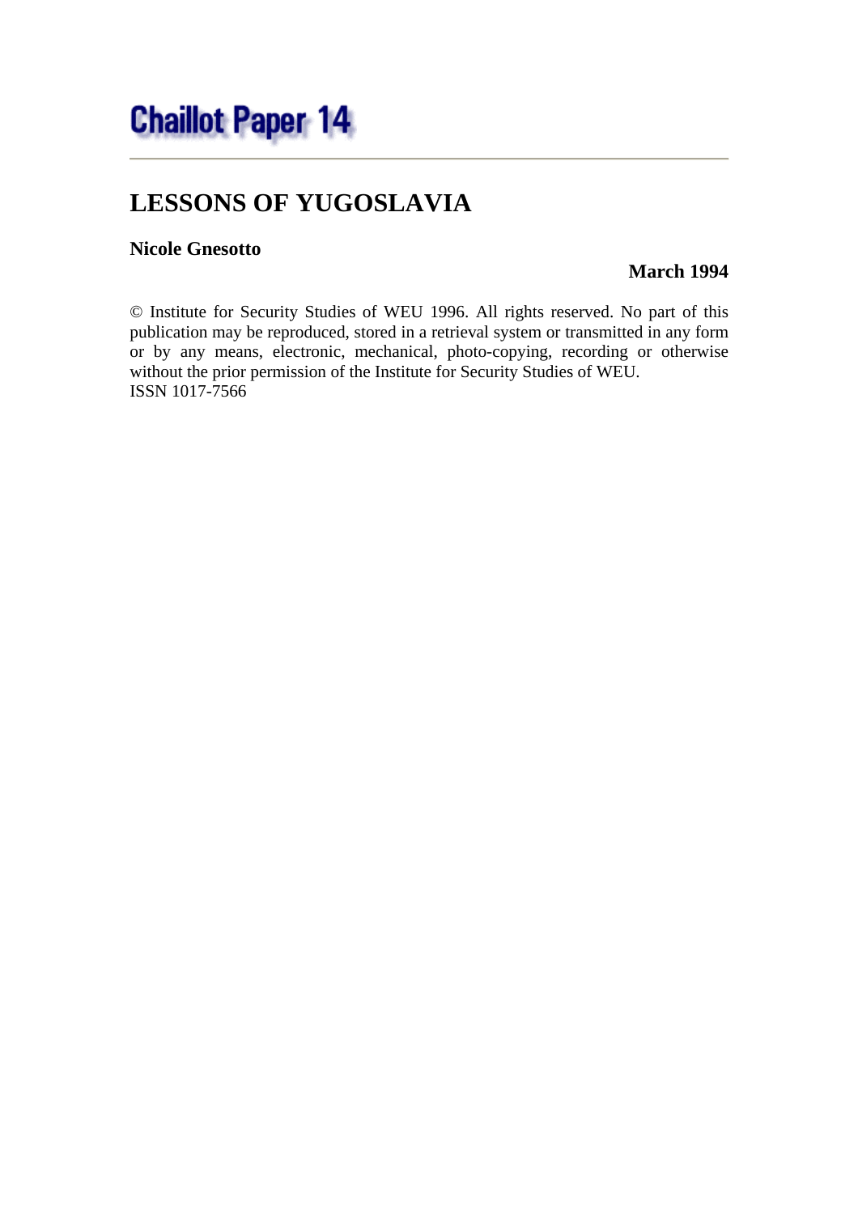# Chaillot Paper 14

## LESSONS OF YUGOSLAVIA

**Nicole Gnesotto**

**March 1994**

© Institute for Security Studies of WEU 1996. All rights reserved. No part of this publication may be reproduced, stored in a retrieval system or transmitted in any form or by any means, electronic, mechanical, photo-copying, recording or otherwise without the prior permission of the Institute for Security Studies of WEU.
ISSN 1017-7566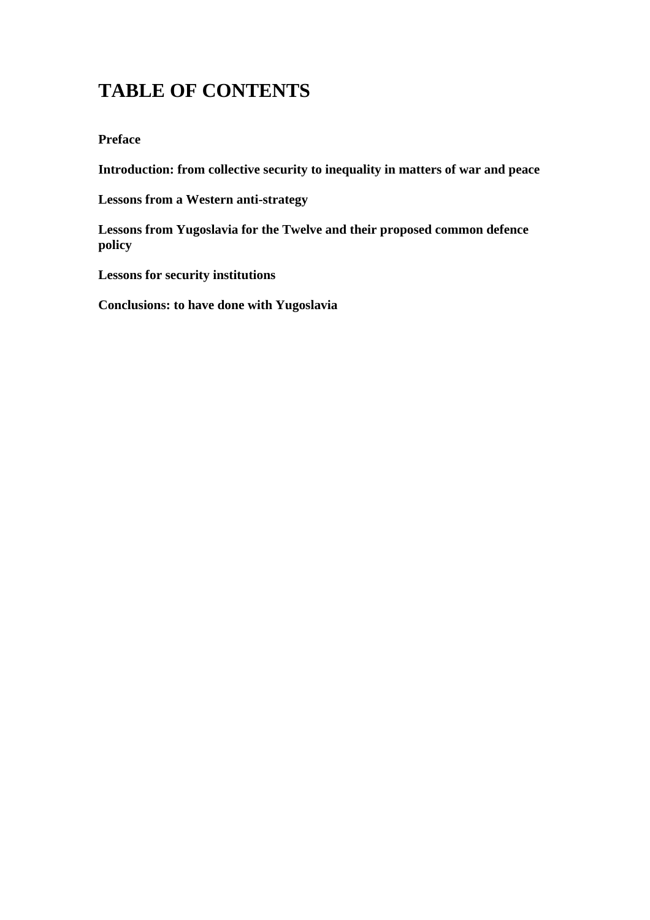# TABLE OF CONTENTS

**Preface**

**Introduction: from collective security to inequality in matters of war and peace**

**Lessons from a Western anti-strategy**

**Lessons from Yugoslavia for the Twelve and their proposed common defence policy**

**Lessons for security institutions**

**Conclusions: to have done with Yugoslavia**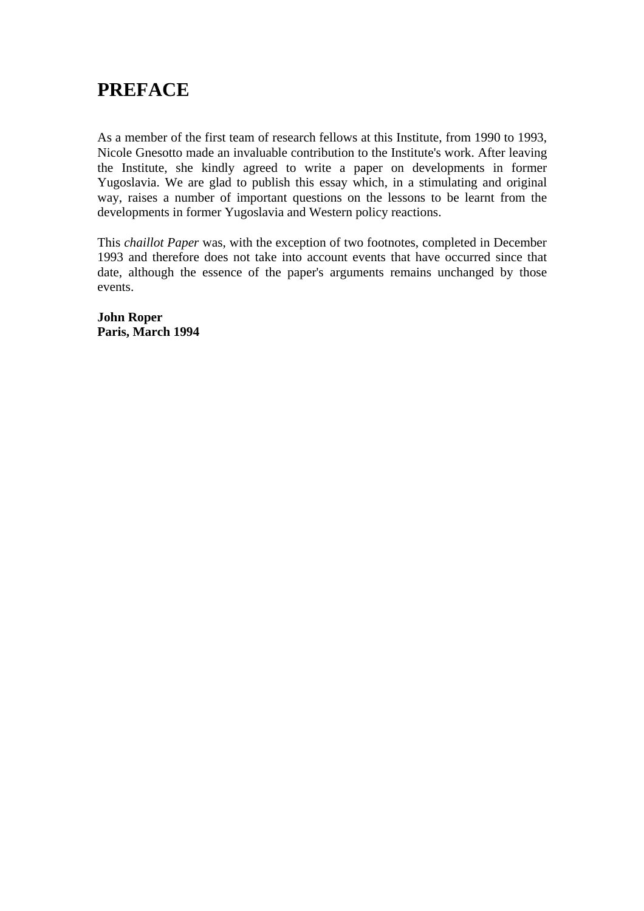# PREFACE

As a member of the first team of research fellows at this Institute, from 1990 to 1993, Nicole Gnesotto made an invaluable contribution to the Institute's work. After leaving the Institute, she kindly agreed to write a paper on developments in former Yugoslavia. We are glad to publish this essay which, in a stimulating and original way, raises a number of important questions on the lessons to be learnt from the developments in former Yugoslavia and Western policy reactions.

This *chaillot Paper* was, with the exception of two footnotes, completed in December 1993 and therefore does not take into account events that have occurred since that date, although the essence of the paper's arguments remains unchanged by those events.

**John Roper**
**Paris, March 1994**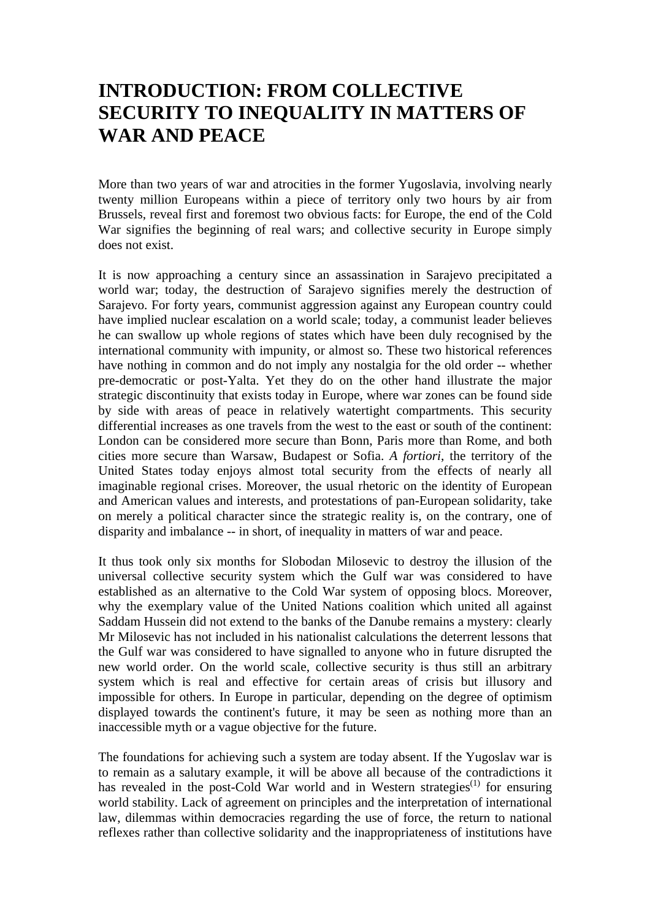# INTRODUCTION: FROM COLLECTIVE SECURITY TO INEQUALITY IN MATTERS OF WAR AND PEACE

More than two years of war and atrocities in the former Yugoslavia, involving nearly twenty million Europeans within a piece of territory only two hours by air from Brussels, reveal first and foremost two obvious facts: for Europe, the end of the Cold War signifies the beginning of real wars; and collective security in Europe simply does not exist.

It is now approaching a century since an assassination in Sarajevo precipitated a world war; today, the destruction of Sarajevo signifies merely the destruction of Sarajevo. For forty years, communist aggression against any European country could have implied nuclear escalation on a world scale; today, a communist leader believes he can swallow up whole regions of states which have been duly recognised by the international community with impunity, or almost so. These two historical references have nothing in common and do not imply any nostalgia for the old order -- whether pre-democratic or post-Yalta. Yet they do on the other hand illustrate the major strategic discontinuity that exists today in Europe, where war zones can be found side by side with areas of peace in relatively watertight compartments. This security differential increases as one travels from the west to the east or south of the continent: London can be considered more secure than Bonn, Paris more than Rome, and both cities more secure than Warsaw, Budapest or Sofia. *A fortiori*, the territory of the United States today enjoys almost total security from the effects of nearly all imaginable regional crises. Moreover, the usual rhetoric on the identity of European and American values and interests, and protestations of pan-European solidarity, take on merely a political character since the strategic reality is, on the contrary, one of disparity and imbalance -- in short, of inequality in matters of war and peace.

It thus took only six months for Slobodan Milosevic to destroy the illusion of the universal collective security system which the Gulf war was considered to have established as an alternative to the Cold War system of opposing blocs. Moreover, why the exemplary value of the United Nations coalition which united all against Saddam Hussein did not extend to the banks of the Danube remains a mystery: clearly Mr Milosevic has not included in his nationalist calculations the deterrent lessons that the Gulf war was considered to have signalled to anyone who in future disrupted the new world order. On the world scale, collective security is thus still an arbitrary system which is real and effective for certain areas of crisis but illusory and impossible for others. In Europe in particular, depending on the degree of optimism displayed towards the continent's future, it may be seen as nothing more than an inaccessible myth or a vague objective for the future.

The foundations for achieving such a system are today absent. If the Yugoslav war is to remain as a salutary example, it will be above all because of the contradictions it has revealed in the post-Cold War world and in Western strategies(1) for ensuring world stability. Lack of agreement on principles and the interpretation of international law, dilemmas within democracies regarding the use of force, the return to national reflexes rather than collective solidarity and the inappropriateness of institutions have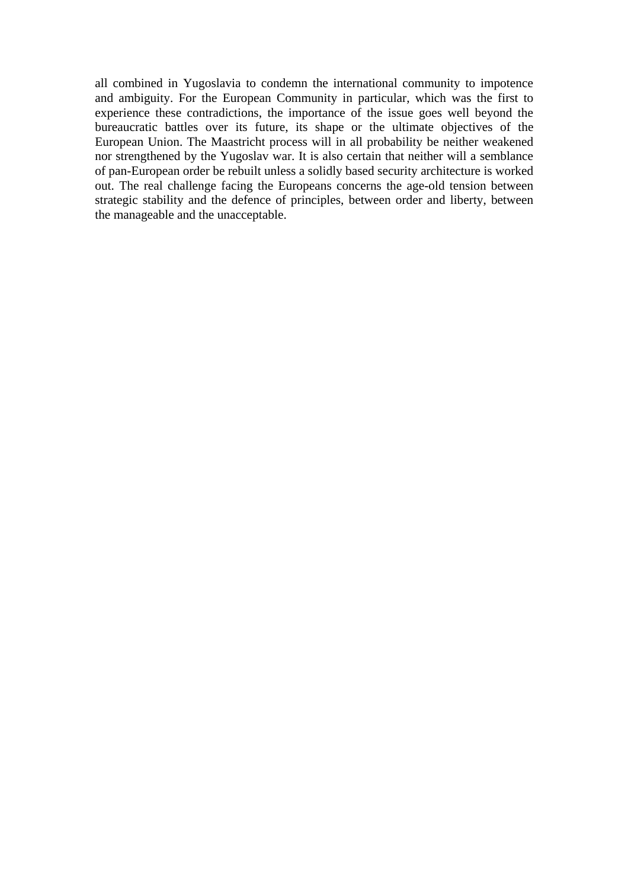all combined in Yugoslavia to condemn the international community to impotence and ambiguity. For the European Community in particular, which was the first to experience these contradictions, the importance of the issue goes well beyond the bureaucratic battles over its future, its shape or the ultimate objectives of the European Union. The Maastricht process will in all probability be neither weakened nor strengthened by the Yugoslav war. It is also certain that neither will a semblance of pan-European order be rebuilt unless a solidly based security architecture is worked out. The real challenge facing the Europeans concerns the age-old tension between strategic stability and the defence of principles, between order and liberty, between the manageable and the unacceptable.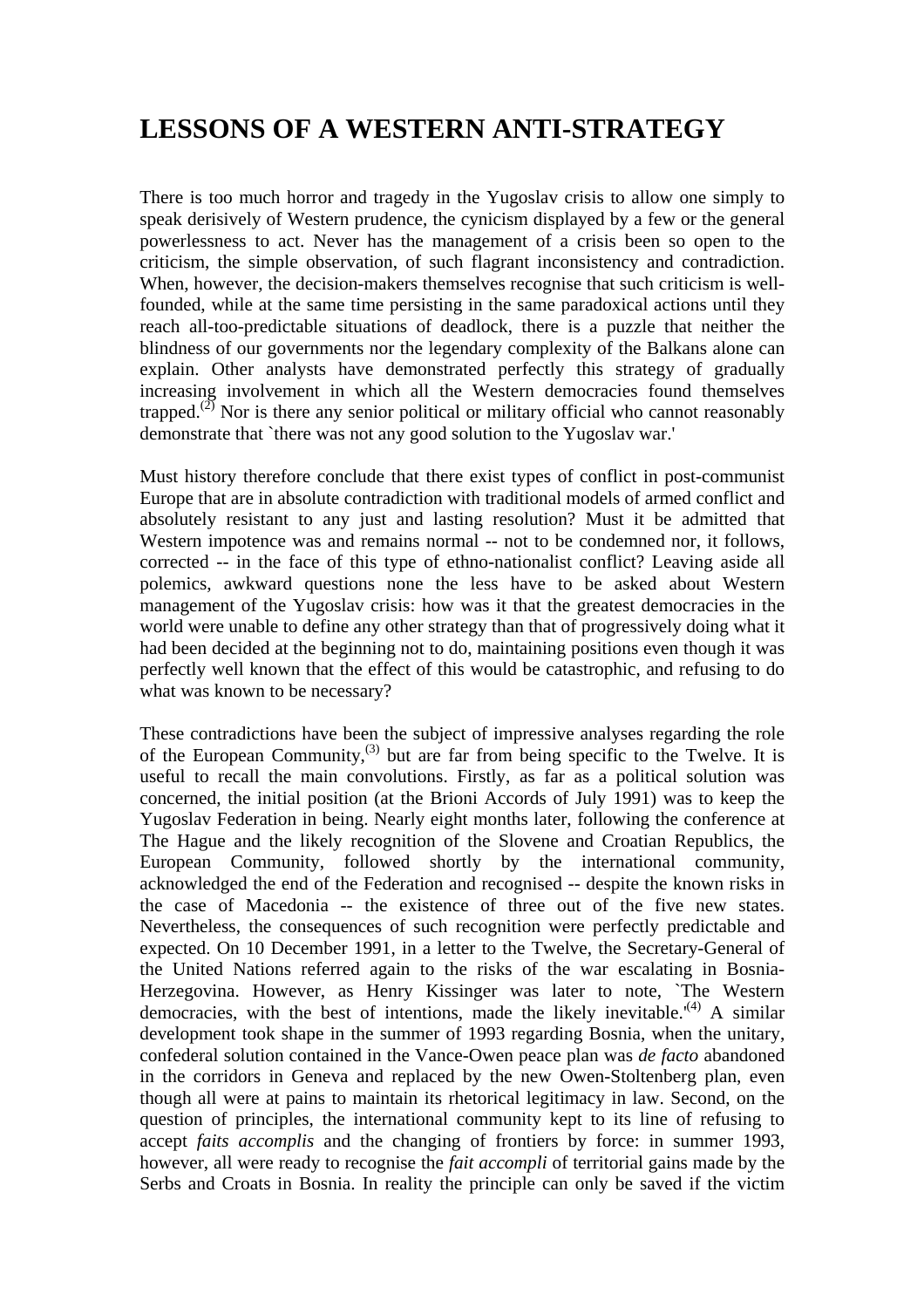# LESSONS OF A WESTERN ANTI-STRATEGY

There is too much horror and tragedy in the Yugoslav crisis to allow one simply to speak derisively of Western prudence, the cynicism displayed by a few or the general powerlessness to act. Never has the management of a crisis been so open to the criticism, the simple observation, of such flagrant inconsistency and contradiction. When, however, the decision-makers themselves recognise that such criticism is well-founded, while at the same time persisting in the same paradoxical actions until they reach all-too-predictable situations of deadlock, there is a puzzle that neither the blindness of our governments nor the legendary complexity of the Balkans alone can explain. Other analysts have demonstrated perfectly this strategy of gradually increasing involvement in which all the Western democracies found themselves trapped.[2] Nor is there any senior political or military official who cannot reasonably demonstrate that `there was not any good solution to the Yugoslav war.'

Must history therefore conclude that there exist types of conflict in post-communist Europe that are in absolute contradiction with traditional models of armed conflict and absolutely resistant to any just and lasting resolution? Must it be admitted that Western impotence was and remains normal -- not to be condemned nor, it follows, corrected -- in the face of this type of ethno-nationalist conflict? Leaving aside all polemics, awkward questions none the less have to be asked about Western management of the Yugoslav crisis: how was it that the greatest democracies in the world were unable to define any other strategy than that of progressively doing what it had been decided at the beginning not to do, maintaining positions even though it was perfectly well known that the effect of this would be catastrophic, and refusing to do what was known to be necessary?

These contradictions have been the subject of impressive analyses regarding the role of the European Community,[3] but are far from being specific to the Twelve. It is useful to recall the main convolutions. Firstly, as far as a political solution was concerned, the initial position (at the Brioni Accords of July 1991) was to keep the Yugoslav Federation in being. Nearly eight months later, following the conference at The Hague and the likely recognition of the Slovene and Croatian Republics, the European Community, followed shortly by the international community, acknowledged the end of the Federation and recognised -- despite the known risks in the case of Macedonia -- the existence of three out of the five new states. Nevertheless, the consequences of such recognition were perfectly predictable and expected. On 10 December 1991, in a letter to the Twelve, the Secretary-General of the United Nations referred again to the risks of the war escalating in Bosnia-Herzegovina. However, as Henry Kissinger was later to note, `The Western democracies, with the best of intentions, made the likely inevitable.'[4] A similar development took shape in the summer of 1993 regarding Bosnia, when the unitary, confederal solution contained in the Vance-Owen peace plan was *de facto* abandoned in the corridors in Geneva and replaced by the new Owen-Stoltenberg plan, even though all were at pains to maintain its rhetorical legitimacy in law. Second, on the question of principles, the international community kept to its line of refusing to accept *faits accomplis* and the changing of frontiers by force: in summer 1993, however, all were ready to recognise the *fait accompli* of territorial gains made by the Serbs and Croats in Bosnia. In reality the principle can only be saved if the victim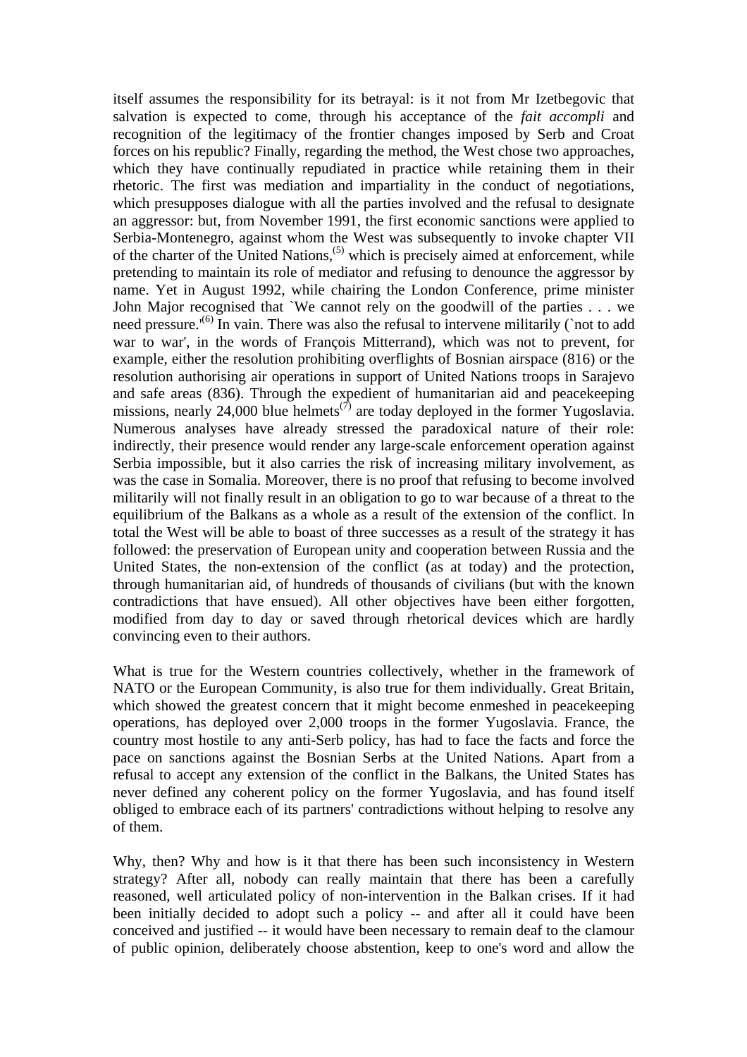itself assumes the responsibility for its betrayal: is it not from Mr Izetbegovic that salvation is expected to come, through his acceptance of the *fait accompli* and recognition of the legitimacy of the frontier changes imposed by Serb and Croat forces on his republic? Finally, regarding the method, the West chose two approaches, which they have continually repudiated in practice while retaining them in their rhetoric. The first was mediation and impartiality in the conduct of negotiations, which presupposes dialogue with all the parties involved and the refusal to designate an aggressor: but, from November 1991, the first economic sanctions were applied to Serbia-Montenegro, against whom the West was subsequently to invoke chapter VII of the charter of the United Nations,[5] which is precisely aimed at enforcement, while pretending to maintain its role of mediator and refusing to denounce the aggressor by name. Yet in August 1992, while chairing the London Conference, prime minister John Major recognised that `We cannot rely on the goodwill of the parties . . . we need pressure.'[6] In vain. There was also the refusal to intervene militarily (`not to add war to war', in the words of François Mitterrand), which was not to prevent, for example, either the resolution prohibiting overflights of Bosnian airspace (816) or the resolution authorising air operations in support of United Nations troops in Sarajevo and safe areas (836). Through the expedient of humanitarian aid and peacekeeping missions, nearly 24,000 blue helmets[7] are today deployed in the former Yugoslavia. Numerous analyses have already stressed the paradoxical nature of their role: indirectly, their presence would render any large-scale enforcement operation against Serbia impossible, but it also carries the risk of increasing military involvement, as was the case in Somalia. Moreover, there is no proof that refusing to become involved militarily will not finally result in an obligation to go to war because of a threat to the equilibrium of the Balkans as a whole as a result of the extension of the conflict. In total the West will be able to boast of three successes as a result of the strategy it has followed: the preservation of European unity and cooperation between Russia and the United States, the non-extension of the conflict (as at today) and the protection, through humanitarian aid, of hundreds of thousands of civilians (but with the known contradictions that have ensued). All other objectives have been either forgotten, modified from day to day or saved through rhetorical devices which are hardly convincing even to their authors.

What is true for the Western countries collectively, whether in the framework of NATO or the European Community, is also true for them individually. Great Britain, which showed the greatest concern that it might become enmeshed in peacekeeping operations, has deployed over 2,000 troops in the former Yugoslavia. France, the country most hostile to any anti-Serb policy, has had to face the facts and force the pace on sanctions against the Bosnian Serbs at the United Nations. Apart from a refusal to accept any extension of the conflict in the Balkans, the United States has never defined any coherent policy on the former Yugoslavia, and has found itself obliged to embrace each of its partners' contradictions without helping to resolve any of them.

Why, then? Why and how is it that there has been such inconsistency in Western strategy? After all, nobody can really maintain that there has been a carefully reasoned, well articulated policy of non-intervention in the Balkan crises. If it had been initially decided to adopt such a policy -- and after all it could have been conceived and justified -- it would have been necessary to remain deaf to the clamour of public opinion, deliberately choose abstention, keep to one's word and allow the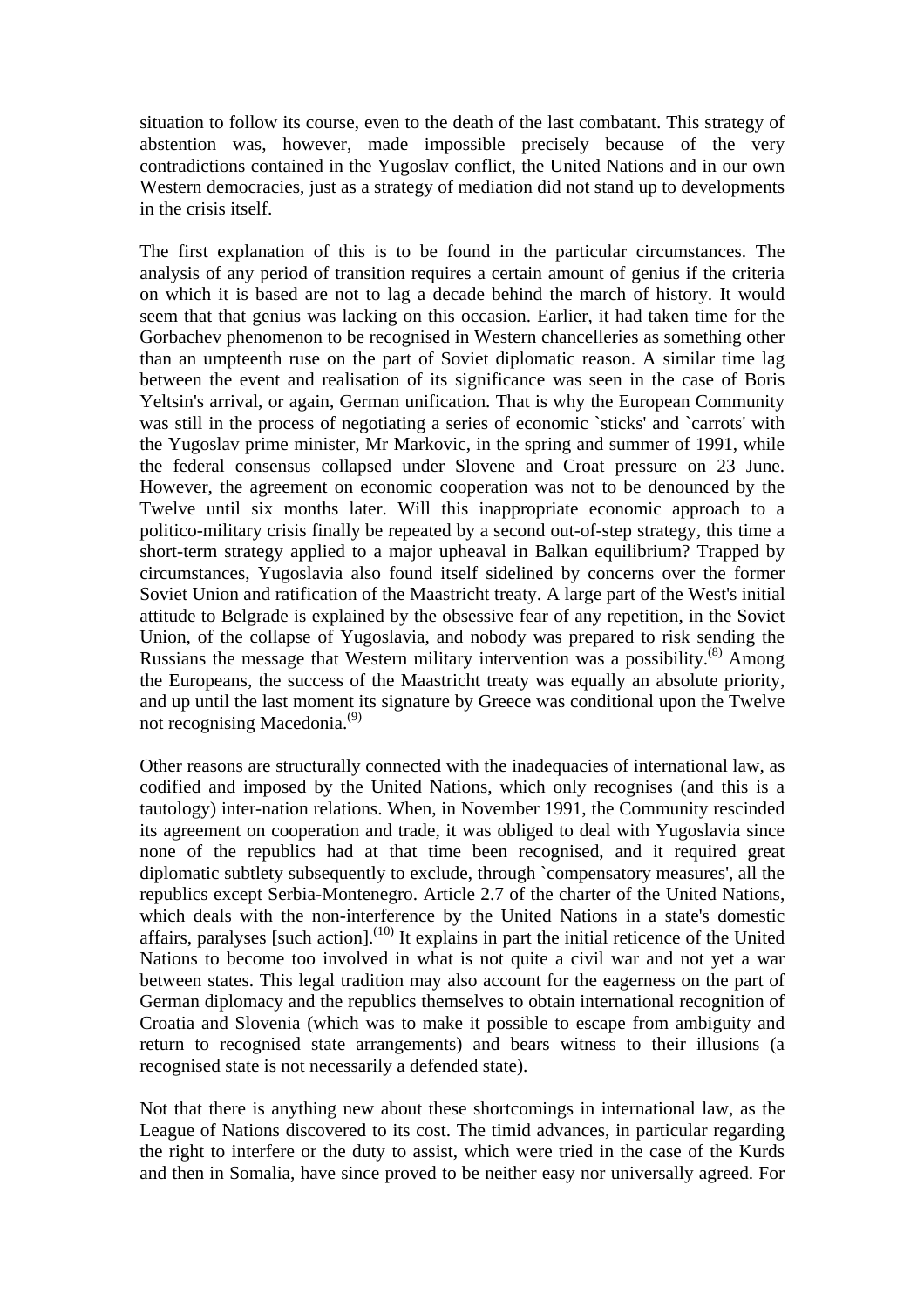situation to follow its course, even to the death of the last combatant. This strategy of abstention was, however, made impossible precisely because of the very contradictions contained in the Yugoslav conflict, the United Nations and in our own Western democracies, just as a strategy of mediation did not stand up to developments in the crisis itself.

The first explanation of this is to be found in the particular circumstances. The analysis of any period of transition requires a certain amount of genius if the criteria on which it is based are not to lag a decade behind the march of history. It would seem that that genius was lacking on this occasion. Earlier, it had taken time for the Gorbachev phenomenon to be recognised in Western chancelleries as something other than an umpteenth ruse on the part of Soviet diplomatic reason. A similar time lag between the event and realisation of its significance was seen in the case of Boris Yeltsin's arrival, or again, German unification. That is why the European Community was still in the process of negotiating a series of economic `sticks' and `carrots' with the Yugoslav prime minister, Mr Markovic, in the spring and summer of 1991, while the federal consensus collapsed under Slovene and Croat pressure on 23 June. However, the agreement on economic cooperation was not to be denounced by the Twelve until six months later. Will this inappropriate economic approach to a politico-military crisis finally be repeated by a second out-of-step strategy, this time a short-term strategy applied to a major upheaval in Balkan equilibrium? Trapped by circumstances, Yugoslavia also found itself sidelined by concerns over the former Soviet Union and ratification of the Maastricht treaty. A large part of the West's initial attitude to Belgrade is explained by the obsessive fear of any repetition, in the Soviet Union, of the collapse of Yugoslavia, and nobody was prepared to risk sending the Russians the message that Western military intervention was a possibility.[8] Among the Europeans, the success of the Maastricht treaty was equally an absolute priority, and up until the last moment its signature by Greece was conditional upon the Twelve not recognising Macedonia.[9]

Other reasons are structurally connected with the inadequacies of international law, as codified and imposed by the United Nations, which only recognises (and this is a tautology) inter-nation relations. When, in November 1991, the Community rescinded its agreement on cooperation and trade, it was obliged to deal with Yugoslavia since none of the republics had at that time been recognised, and it required great diplomatic subtlety subsequently to exclude, through `compensatory measures', all the republics except Serbia-Montenegro. Article 2.7 of the charter of the United Nations, which deals with the non-interference by the United Nations in a state's domestic affairs, paralyses [such action].[10] It explains in part the initial reticence of the United Nations to become too involved in what is not quite a civil war and not yet a war between states. This legal tradition may also account for the eagerness on the part of German diplomacy and the republics themselves to obtain international recognition of Croatia and Slovenia (which was to make it possible to escape from ambiguity and return to recognised state arrangements) and bears witness to their illusions (a recognised state is not necessarily a defended state).

Not that there is anything new about these shortcomings in international law, as the League of Nations discovered to its cost. The timid advances, in particular regarding the right to interfere or the duty to assist, which were tried in the case of the Kurds and then in Somalia, have since proved to be neither easy nor universally agreed. For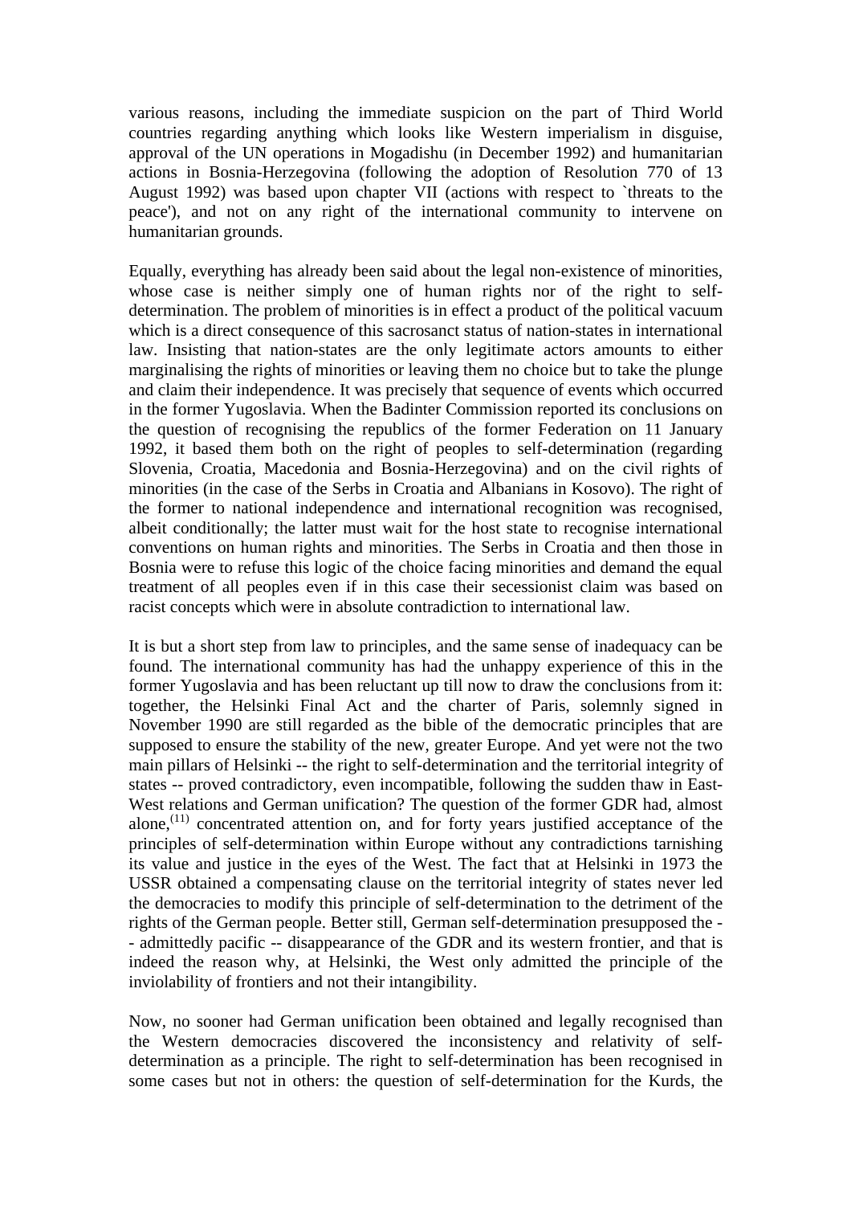various reasons, including the immediate suspicion on the part of Third World countries regarding anything which looks like Western imperialism in disguise, approval of the UN operations in Mogadishu (in December 1992) and humanitarian actions in Bosnia-Herzegovina (following the adoption of Resolution 770 of 13 August 1992) was based upon chapter VII (actions with respect to `threats to the peace'), and not on any right of the international community to intervene on humanitarian grounds.

Equally, everything has already been said about the legal non-existence of minorities, whose case is neither simply one of human rights nor of the right to self-determination. The problem of minorities is in effect a product of the political vacuum which is a direct consequence of this sacrosanct status of nation-states in international law. Insisting that nation-states are the only legitimate actors amounts to either marginalising the rights of minorities or leaving them no choice but to take the plunge and claim their independence. It was precisely that sequence of events which occurred in the former Yugoslavia. When the Badinter Commission reported its conclusions on the question of recognising the republics of the former Federation on 11 January 1992, it based them both on the right of peoples to self-determination (regarding Slovenia, Croatia, Macedonia and Bosnia-Herzegovina) and on the civil rights of minorities (in the case of the Serbs in Croatia and Albanians in Kosovo). The right of the former to national independence and international recognition was recognised, albeit conditionally; the latter must wait for the host state to recognise international conventions on human rights and minorities. The Serbs in Croatia and then those in Bosnia were to refuse this logic of the choice facing minorities and demand the equal treatment of all peoples even if in this case their secessionist claim was based on racist concepts which were in absolute contradiction to international law.

It is but a short step from law to principles, and the same sense of inadequacy can be found. The international community has had the unhappy experience of this in the former Yugoslavia and has been reluctant up till now to draw the conclusions from it: together, the Helsinki Final Act and the charter of Paris, solemnly signed in November 1990 are still regarded as the bible of the democratic principles that are supposed to ensure the stability of the new, greater Europe. And yet were not the two main pillars of Helsinki -- the right to self-determination and the territorial integrity of states -- proved contradictory, even incompatible, following the sudden thaw in East-West relations and German unification? The question of the former GDR had, almost alone,[11] concentrated attention on, and for forty years justified acceptance of the principles of self-determination within Europe without any contradictions tarnishing its value and justice in the eyes of the West. The fact that at Helsinki in 1973 the USSR obtained a compensating clause on the territorial integrity of states never led the democracies to modify this principle of self-determination to the detriment of the rights of the German people. Better still, German self-determination presupposed the -- admittedly pacific -- disappearance of the GDR and its western frontier, and that is indeed the reason why, at Helsinki, the West only admitted the principle of the inviolability of frontiers and not their intangibility.

Now, no sooner had German unification been obtained and legally recognised than the Western democracies discovered the inconsistency and relativity of self-determination as a principle. The right to self-determination has been recognised in some cases but not in others: the question of self-determination for the Kurds, the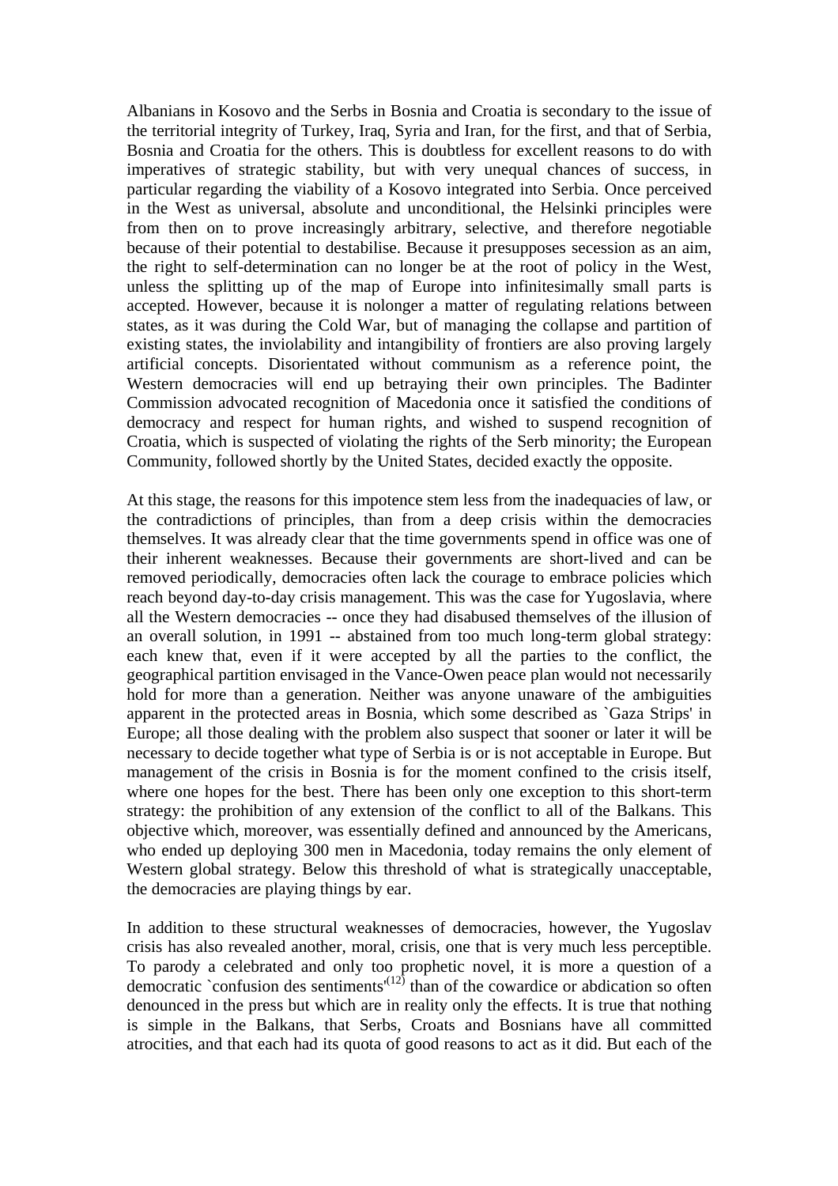Albanians in Kosovo and the Serbs in Bosnia and Croatia is secondary to the issue of the territorial integrity of Turkey, Iraq, Syria and Iran, for the first, and that of Serbia, Bosnia and Croatia for the others. This is doubtless for excellent reasons to do with imperatives of strategic stability, but with very unequal chances of success, in particular regarding the viability of a Kosovo integrated into Serbia. Once perceived in the West as universal, absolute and unconditional, the Helsinki principles were from then on to prove increasingly arbitrary, selective, and therefore negotiable because of their potential to destabilise. Because it presupposes secession as an aim, the right to self-determination can no longer be at the root of policy in the West, unless the splitting up of the map of Europe into infinitesimally small parts is accepted. However, because it is nolonger a matter of regulating relations between states, as it was during the Cold War, but of managing the collapse and partition of existing states, the inviolability and intangibility of frontiers are also proving largely artificial concepts. Disorientated without communism as a reference point, the Western democracies will end up betraying their own principles. The Badinter Commission advocated recognition of Macedonia once it satisfied the conditions of democracy and respect for human rights, and wished to suspend recognition of Croatia, which is suspected of violating the rights of the Serb minority; the European Community, followed shortly by the United States, decided exactly the opposite.

At this stage, the reasons for this impotence stem less from the inadequacies of law, or the contradictions of principles, than from a deep crisis within the democracies themselves. It was already clear that the time governments spend in office was one of their inherent weaknesses. Because their governments are short-lived and can be removed periodically, democracies often lack the courage to embrace policies which reach beyond day-to-day crisis management. This was the case for Yugoslavia, where all the Western democracies -- once they had disabused themselves of the illusion of an overall solution, in 1991 -- abstained from too much long-term global strategy: each knew that, even if it were accepted by all the parties to the conflict, the geographical partition envisaged in the Vance-Owen peace plan would not necessarily hold for more than a generation. Neither was anyone unaware of the ambiguities apparent in the protected areas in Bosnia, which some described as `Gaza Strips' in Europe; all those dealing with the problem also suspect that sooner or later it will be necessary to decide together what type of Serbia is or is not acceptable in Europe. But management of the crisis in Bosnia is for the moment confined to the crisis itself, where one hopes for the best. There has been only one exception to this short-term strategy: the prohibition of any extension of the conflict to all of the Balkans. This objective which, moreover, was essentially defined and announced by the Americans, who ended up deploying 300 men in Macedonia, today remains the only element of Western global strategy. Below this threshold of what is strategically unacceptable, the democracies are playing things by ear.

In addition to these structural weaknesses of democracies, however, the Yugoslav crisis has also revealed another, moral, crisis, one that is very much less perceptible. To parody a celebrated and only too prophetic novel, it is more a question of a democratic `confusion des sentiments'[12] than of the cowardice or abdication so often denounced in the press but which are in reality only the effects. It is true that nothing is simple in the Balkans, that Serbs, Croats and Bosnians have all committed atrocities, and that each had its quota of good reasons to act as it did. But each of the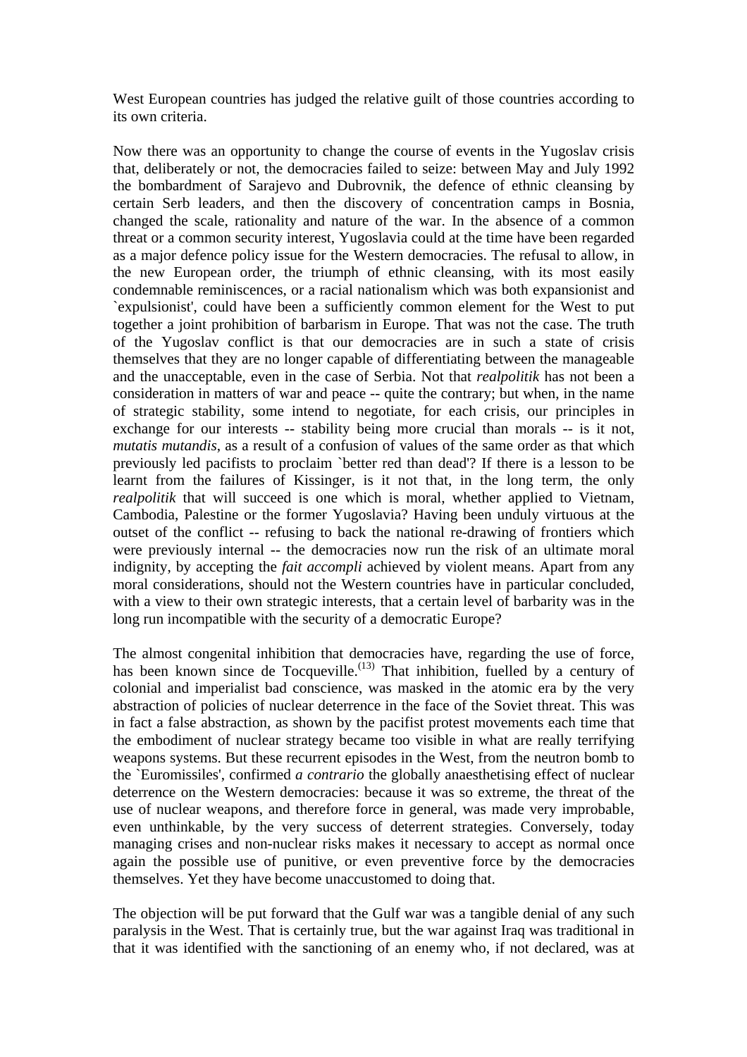West European countries has judged the relative guilt of those countries according to its own criteria.

Now there was an opportunity to change the course of events in the Yugoslav crisis that, deliberately or not, the democracies failed to seize: between May and July 1992 the bombardment of Sarajevo and Dubrovnik, the defence of ethnic cleansing by certain Serb leaders, and then the discovery of concentration camps in Bosnia, changed the scale, rationality and nature of the war. In the absence of a common threat or a common security interest, Yugoslavia could at the time have been regarded as a major defence policy issue for the Western democracies. The refusal to allow, in the new European order, the triumph of ethnic cleansing, with its most easily condemnable reminiscences, or a racial nationalism which was both expansionist and `expulsionist', could have been a sufficiently common element for the West to put together a joint prohibition of barbarism in Europe. That was not the case. The truth of the Yugoslav conflict is that our democracies are in such a state of crisis themselves that they are no longer capable of differentiating between the manageable and the unacceptable, even in the case of Serbia. Not that *realpolitik* has not been a consideration in matters of war and peace -- quite the contrary; but when, in the name of strategic stability, some intend to negotiate, for each crisis, our principles in exchange for our interests -- stability being more crucial than morals -- is it not, *mutatis mutandis*, as a result of a confusion of values of the same order as that which previously led pacifists to proclaim `better red than dead'? If there is a lesson to be learnt from the failures of Kissinger, is it not that, in the long term, the only *realpolitik* that will succeed is one which is moral, whether applied to Vietnam, Cambodia, Palestine or the former Yugoslavia? Having been unduly virtuous at the outset of the conflict -- refusing to back the national re-drawing of frontiers which were previously internal -- the democracies now run the risk of an ultimate moral indignity, by accepting the *fait accompli* achieved by violent means. Apart from any moral considerations, should not the Western countries have in particular concluded, with a view to their own strategic interests, that a certain level of barbarity was in the long run incompatible with the security of a democratic Europe?

The almost congenital inhibition that democracies have, regarding the use of force, has been known since de Tocqueville.(13) That inhibition, fuelled by a century of colonial and imperialist bad conscience, was masked in the atomic era by the very abstraction of policies of nuclear deterrence in the face of the Soviet threat. This was in fact a false abstraction, as shown by the pacifist protest movements each time that the embodiment of nuclear strategy became too visible in what are really terrifying weapons systems. But these recurrent episodes in the West, from the neutron bomb to the `Euromissiles', confirmed *a contrario* the globally anaesthetising effect of nuclear deterrence on the Western democracies: because it was so extreme, the threat of the use of nuclear weapons, and therefore force in general, was made very improbable, even unthinkable, by the very success of deterrent strategies. Conversely, today managing crises and non-nuclear risks makes it necessary to accept as normal once again the possible use of punitive, or even preventive force by the democracies themselves. Yet they have become unaccustomed to doing that.

The objection will be put forward that the Gulf war was a tangible denial of any such paralysis in the West. That is certainly true, but the war against Iraq was traditional in that it was identified with the sanctioning of an enemy who, if not declared, was at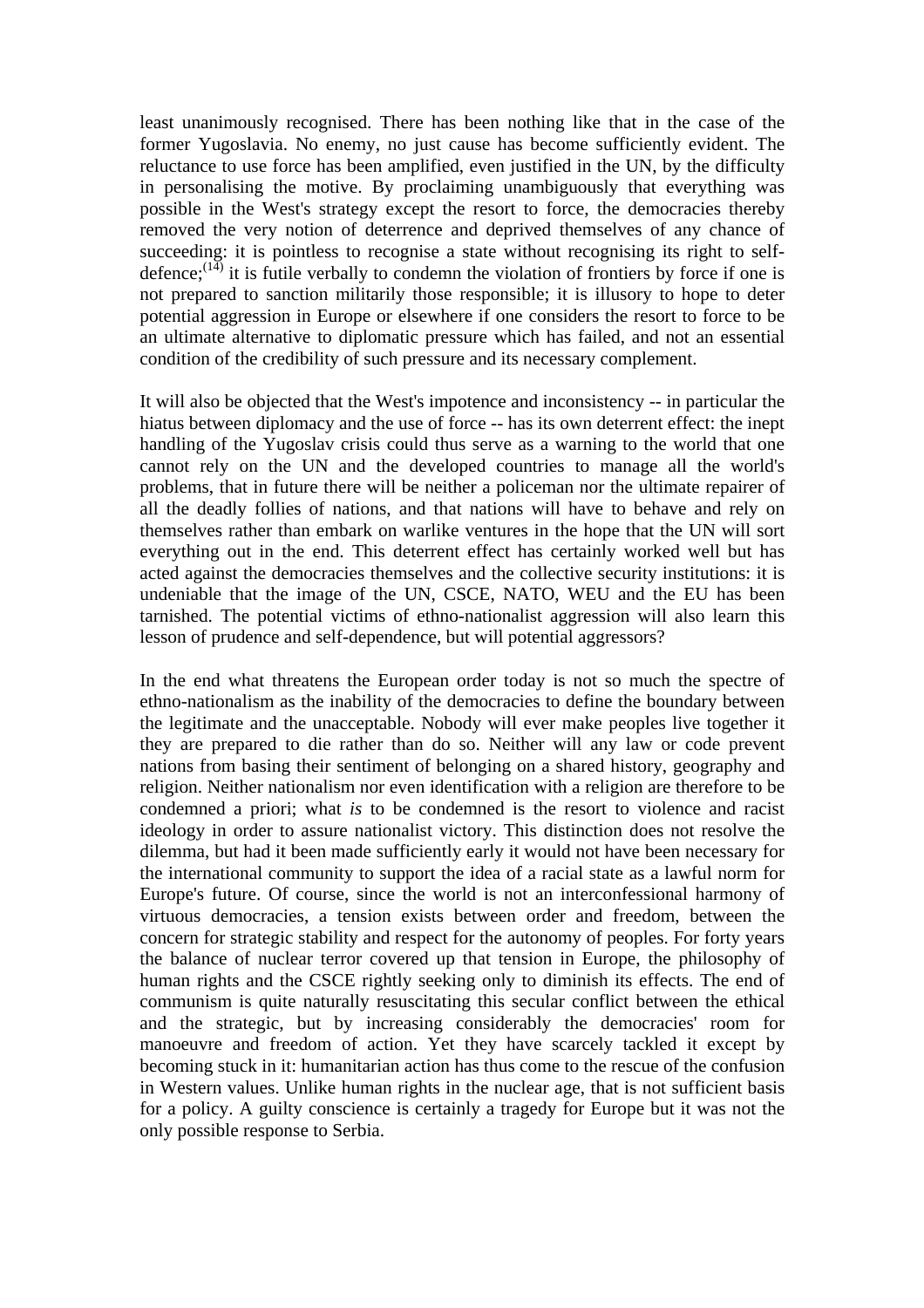least unanimously recognised. There has been nothing like that in the case of the former Yugoslavia. No enemy, no just cause has become sufficiently evident. The reluctance to use force has been amplified, even justified in the UN, by the difficulty in personalising the motive. By proclaiming unambiguously that everything was possible in the West's strategy except the resort to force, the democracies thereby removed the very notion of deterrence and deprived themselves of any chance of succeeding: it is pointless to recognise a state without recognising its right to self-defence;[14] it is futile verbally to condemn the violation of frontiers by force if one is not prepared to sanction militarily those responsible; it is illusory to hope to deter potential aggression in Europe or elsewhere if one considers the resort to force to be an ultimate alternative to diplomatic pressure which has failed, and not an essential condition of the credibility of such pressure and its necessary complement.

It will also be objected that the West's impotence and inconsistency -- in particular the hiatus between diplomacy and the use of force -- has its own deterrent effect: the inept handling of the Yugoslav crisis could thus serve as a warning to the world that one cannot rely on the UN and the developed countries to manage all the world's problems, that in future there will be neither a policeman nor the ultimate repairer of all the deadly follies of nations, and that nations will have to behave and rely on themselves rather than embark on warlike ventures in the hope that the UN will sort everything out in the end. This deterrent effect has certainly worked well but has acted against the democracies themselves and the collective security institutions: it is undeniable that the image of the UN, CSCE, NATO, WEU and the EU has been tarnished. The potential victims of ethno-nationalist aggression will also learn this lesson of prudence and self-dependence, but will potential aggressors?

In the end what threatens the European order today is not so much the spectre of ethno-nationalism as the inability of the democracies to define the boundary between the legitimate and the unacceptable. Nobody will ever make peoples live together it they are prepared to die rather than do so. Neither will any law or code prevent nations from basing their sentiment of belonging on a shared history, geography and religion. Neither nationalism nor even identification with a religion are therefore to be condemned a priori; what *is* to be condemned is the resort to violence and racist ideology in order to assure nationalist victory. This distinction does not resolve the dilemma, but had it been made sufficiently early it would not have been necessary for the international community to support the idea of a racial state as a lawful norm for Europe's future. Of course, since the world is not an interconfessional harmony of virtuous democracies, a tension exists between order and freedom, between the concern for strategic stability and respect for the autonomy of peoples. For forty years the balance of nuclear terror covered up that tension in Europe, the philosophy of human rights and the CSCE rightly seeking only to diminish its effects. The end of communism is quite naturally resuscitating this secular conflict between the ethical and the strategic, but by increasing considerably the democracies' room for manoeuvre and freedom of action. Yet they have scarcely tackled it except by becoming stuck in it: humanitarian action has thus come to the rescue of the confusion in Western values. Unlike human rights in the nuclear age, that is not sufficient basis for a policy. A guilty conscience is certainly a tragedy for Europe but it was not the only possible response to Serbia.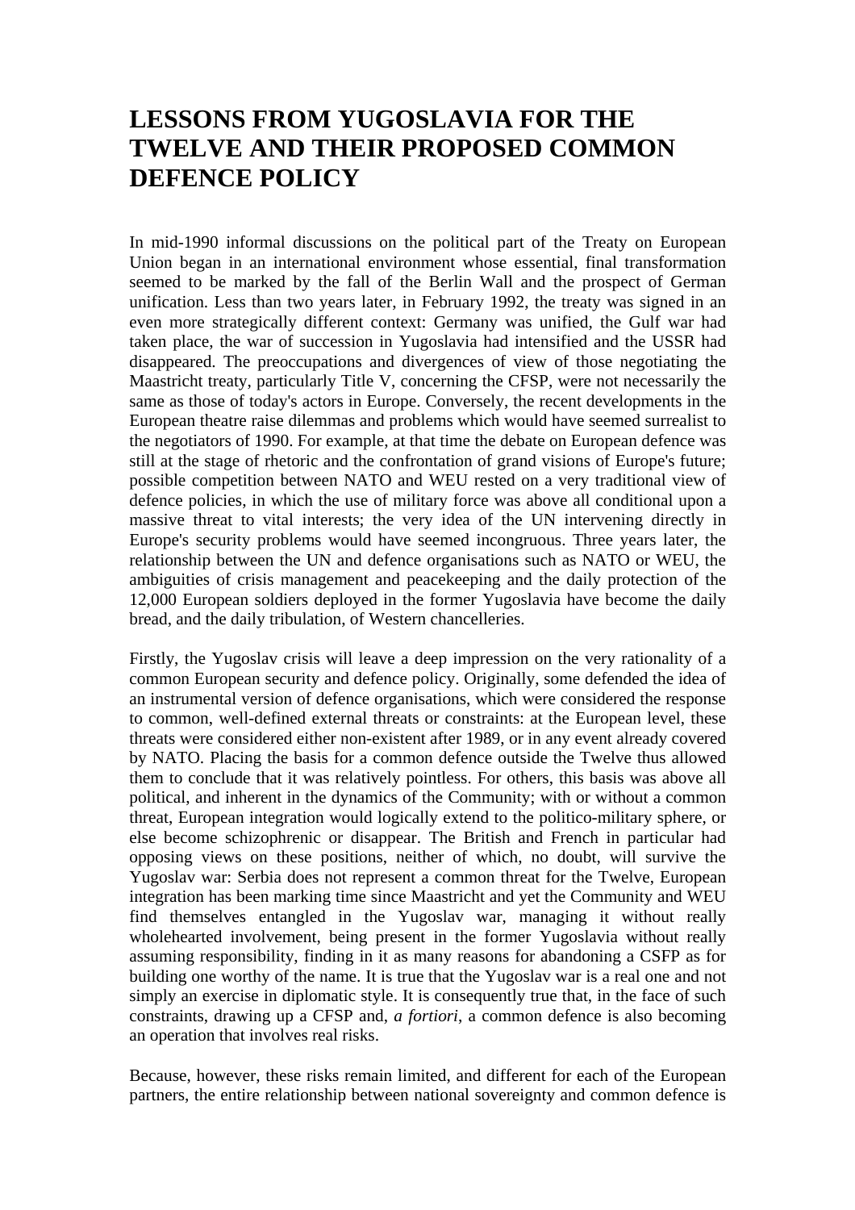# LESSONS FROM YUGOSLAVIA FOR THE TWELVE AND THEIR PROPOSED COMMON DEFENCE POLICY

In mid-1990 informal discussions on the political part of the Treaty on European Union began in an international environment whose essential, final transformation seemed to be marked by the fall of the Berlin Wall and the prospect of German unification. Less than two years later, in February 1992, the treaty was signed in an even more strategically different context: Germany was unified, the Gulf war had taken place, the war of succession in Yugoslavia had intensified and the USSR had disappeared. The preoccupations and divergences of view of those negotiating the Maastricht treaty, particularly Title V, concerning the CFSP, were not necessarily the same as those of today's actors in Europe. Conversely, the recent developments in the European theatre raise dilemmas and problems which would have seemed surrealist to the negotiators of 1990. For example, at that time the debate on European defence was still at the stage of rhetoric and the confrontation of grand visions of Europe's future; possible competition between NATO and WEU rested on a very traditional view of defence policies, in which the use of military force was above all conditional upon a massive threat to vital interests; the very idea of the UN intervening directly in Europe's security problems would have seemed incongruous. Three years later, the relationship between the UN and defence organisations such as NATO or WEU, the ambiguities of crisis management and peacekeeping and the daily protection of the 12,000 European soldiers deployed in the former Yugoslavia have become the daily bread, and the daily tribulation, of Western chancelleries.

Firstly, the Yugoslav crisis will leave a deep impression on the very rationality of a common European security and defence policy. Originally, some defended the idea of an instrumental version of defence organisations, which were considered the response to common, well-defined external threats or constraints: at the European level, these threats were considered either non-existent after 1989, or in any event already covered by NATO. Placing the basis for a common defence outside the Twelve thus allowed them to conclude that it was relatively pointless. For others, this basis was above all political, and inherent in the dynamics of the Community; with or without a common threat, European integration would logically extend to the politico-military sphere, or else become schizophrenic or disappear. The British and French in particular had opposing views on these positions, neither of which, no doubt, will survive the Yugoslav war: Serbia does not represent a common threat for the Twelve, European integration has been marking time since Maastricht and yet the Community and WEU find themselves entangled in the Yugoslav war, managing it without really wholehearted involvement, being present in the former Yugoslavia without really assuming responsibility, finding in it as many reasons for abandoning a CSFP as for building one worthy of the name. It is true that the Yugoslav war is a real one and not simply an exercise in diplomatic style. It is consequently true that, in the face of such constraints, drawing up a CFSP and, *a fortiori*, a common defence is also becoming an operation that involves real risks.

Because, however, these risks remain limited, and different for each of the European partners, the entire relationship between national sovereignty and common defence is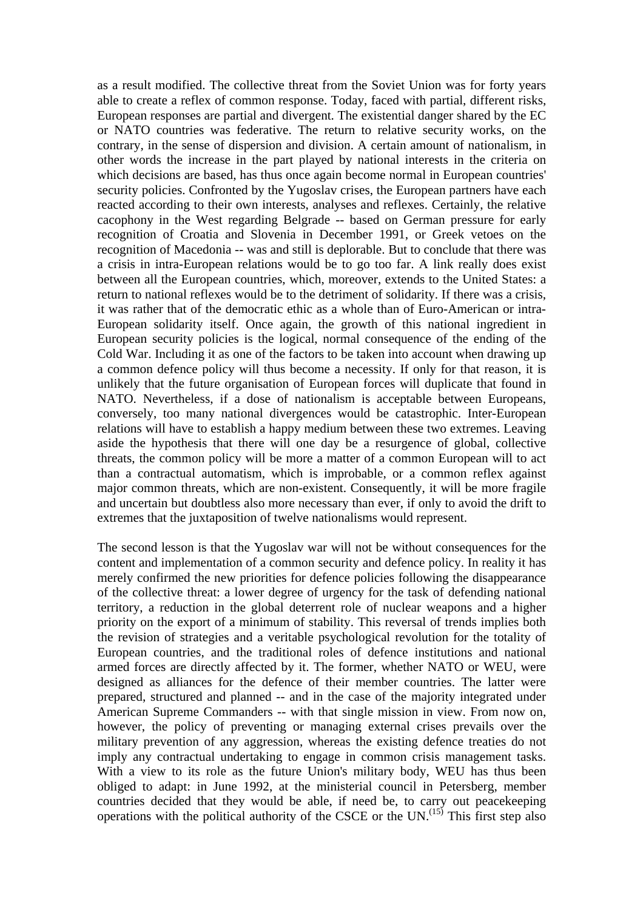as a result modified. The collective threat from the Soviet Union was for forty years able to create a reflex of common response. Today, faced with partial, different risks, European responses are partial and divergent. The existential danger shared by the EC or NATO countries was federative. The return to relative security works, on the contrary, in the sense of dispersion and division. A certain amount of nationalism, in other words the increase in the part played by national interests in the criteria on which decisions are based, has thus once again become normal in European countries' security policies. Confronted by the Yugoslav crises, the European partners have each reacted according to their own interests, analyses and reflexes. Certainly, the relative cacophony in the West regarding Belgrade -- based on German pressure for early recognition of Croatia and Slovenia in December 1991, or Greek vetoes on the recognition of Macedonia -- was and still is deplorable. But to conclude that there was a crisis in intra-European relations would be to go too far. A link really does exist between all the European countries, which, moreover, extends to the United States: a return to national reflexes would be to the detriment of solidarity. If there was a crisis, it was rather that of the democratic ethic as a whole than of Euro-American or intra-European solidarity itself. Once again, the growth of this national ingredient in European security policies is the logical, normal consequence of the ending of the Cold War. Including it as one of the factors to be taken into account when drawing up a common defence policy will thus become a necessity. If only for that reason, it is unlikely that the future organisation of European forces will duplicate that found in NATO. Nevertheless, if a dose of nationalism is acceptable between Europeans, conversely, too many national divergences would be catastrophic. Inter-European relations will have to establish a happy medium between these two extremes. Leaving aside the hypothesis that there will one day be a resurgence of global, collective threats, the common policy will be more a matter of a common European will to act than a contractual automatism, which is improbable, or a common reflex against major common threats, which are non-existent. Consequently, it will be more fragile and uncertain but doubtless also more necessary than ever, if only to avoid the drift to extremes that the juxtaposition of twelve nationalisms would represent.

The second lesson is that the Yugoslav war will not be without consequences for the content and implementation of a common security and defence policy. In reality it has merely confirmed the new priorities for defence policies following the disappearance of the collective threat: a lower degree of urgency for the task of defending national territory, a reduction in the global deterrent role of nuclear weapons and a higher priority on the export of a minimum of stability. This reversal of trends implies both the revision of strategies and a veritable psychological revolution for the totality of European countries, and the traditional roles of defence institutions and national armed forces are directly affected by it. The former, whether NATO or WEU, were designed as alliances for the defence of their member countries. The latter were prepared, structured and planned -- and in the case of the majority integrated under American Supreme Commanders -- with that single mission in view. From now on, however, the policy of preventing or managing external crises prevails over the military prevention of any aggression, whereas the existing defence treaties do not imply any contractual undertaking to engage in common crisis management tasks. With a view to its role as the future Union's military body, WEU has thus been obliged to adapt: in June 1992, at the ministerial council in Petersberg, member countries decided that they would be able, if need be, to carry out peacekeeping operations with the political authority of the CSCE or the UN.[15] This first step also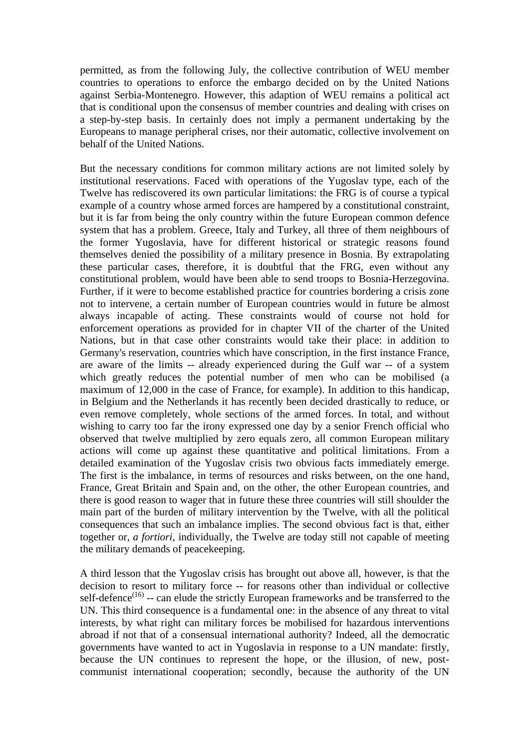permitted, as from the following July, the collective contribution of WEU member countries to operations to enforce the embargo decided on by the United Nations against Serbia-Montenegro. However, this adaption of WEU remains a political act that is conditional upon the consensus of member countries and dealing with crises on a step-by-step basis. In certainly does not imply a permanent undertaking by the Europeans to manage peripheral crises, nor their automatic, collective involvement on behalf of the United Nations.

But the necessary conditions for common military actions are not limited solely by institutional reservations. Faced with operations of the Yugoslav type, each of the Twelve has rediscovered its own particular limitations: the FRG is of course a typical example of a country whose armed forces are hampered by a constitutional constraint, but it is far from being the only country within the future European common defence system that has a problem. Greece, Italy and Turkey, all three of them neighbours of the former Yugoslavia, have for different historical or strategic reasons found themselves denied the possibility of a military presence in Bosnia. By extrapolating these particular cases, therefore, it is doubtful that the FRG, even without any constitutional problem, would have been able to send troops to Bosnia-Herzegovina. Further, if it were to become established practice for countries bordering a crisis zone not to intervene, a certain number of European countries would in future be almost always incapable of acting. These constraints would of course not hold for enforcement operations as provided for in chapter VII of the charter of the United Nations, but in that case other constraints would take their place: in addition to Germany's reservation, countries which have conscription, in the first instance France, are aware of the limits -- already experienced during the Gulf war -- of a system which greatly reduces the potential number of men who can be mobilised (a maximum of 12,000 in the case of France, for example). In addition to this handicap, in Belgium and the Netherlands it has recently been decided drastically to reduce, or even remove completely, whole sections of the armed forces. In total, and without wishing to carry too far the irony expressed one day by a senior French official who observed that twelve multiplied by zero equals zero, all common European military actions will come up against these quantitative and political limitations. From a detailed examination of the Yugoslav crisis two obvious facts immediately emerge. The first is the imbalance, in terms of resources and risks between, on the one hand, France, Great Britain and Spain and, on the other, the other European countries, and there is good reason to wager that in future these three countries will still shoulder the main part of the burden of military intervention by the Twelve, with all the political consequences that such an imbalance implies. The second obvious fact is that, either together or, *a fortiori*, individually, the Twelve are today still not capable of meeting the military demands of peacekeeping.

A third lesson that the Yugoslav crisis has brought out above all, however, is that the decision to resort to military force -- for reasons other than individual or collective self-defence[(16)] -- can elude the strictly European frameworks and be transferred to the UN. This third consequence is a fundamental one: in the absence of any threat to vital interests, by what right can military forces be mobilised for hazardous interventions abroad if not that of a consensual international authority? Indeed, all the democratic governments have wanted to act in Yugoslavia in response to a UN mandate: firstly, because the UN continues to represent the hope, or the illusion, of new, post-communist international cooperation; secondly, because the authority of the UN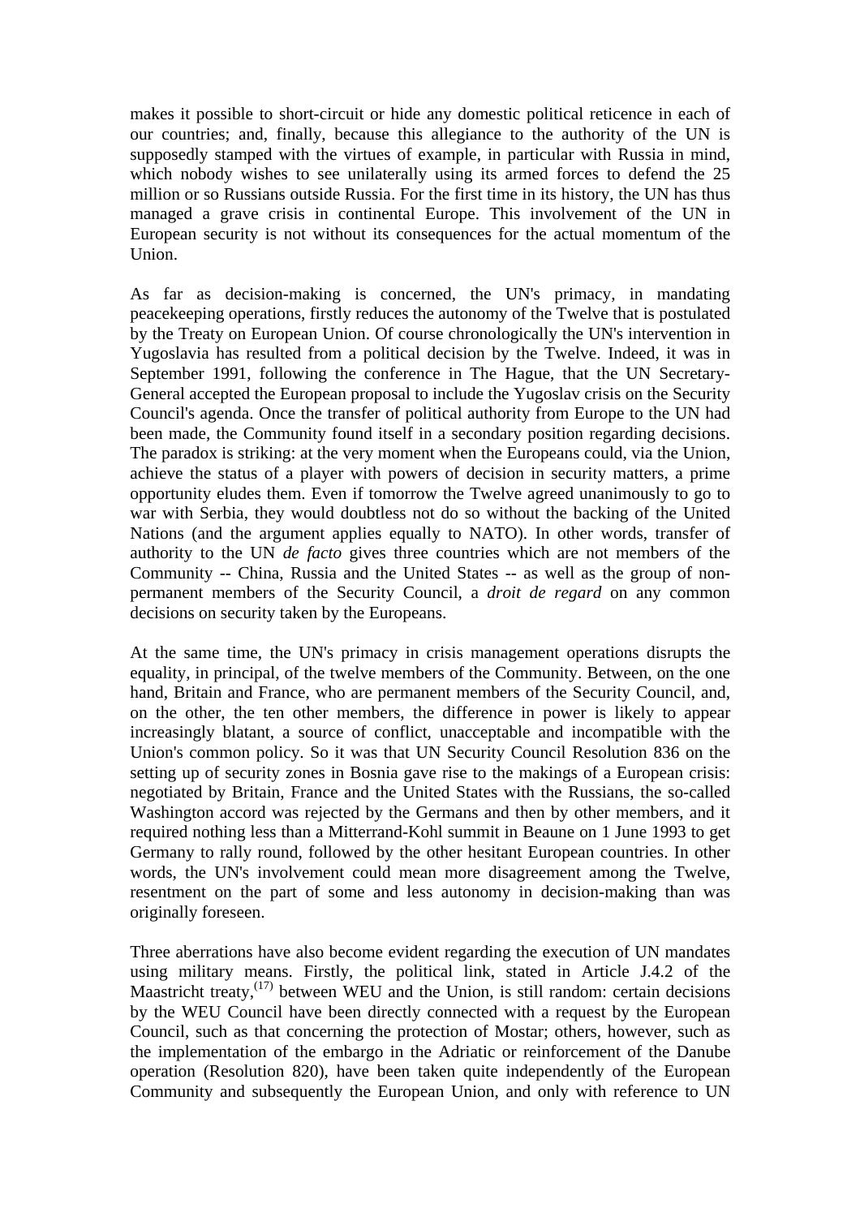makes it possible to short-circuit or hide any domestic political reticence in each of our countries; and, finally, because this allegiance to the authority of the UN is supposedly stamped with the virtues of example, in particular with Russia in mind, which nobody wishes to see unilaterally using its armed forces to defend the 25 million or so Russians outside Russia. For the first time in its history, the UN has thus managed a grave crisis in continental Europe. This involvement of the UN in European security is not without its consequences for the actual momentum of the Union.

As far as decision-making is concerned, the UN's primacy, in mandating peacekeeping operations, firstly reduces the autonomy of the Twelve that is postulated by the Treaty on European Union. Of course chronologically the UN's intervention in Yugoslavia has resulted from a political decision by the Twelve. Indeed, it was in September 1991, following the conference in The Hague, that the UN Secretary-General accepted the European proposal to include the Yugoslav crisis on the Security Council's agenda. Once the transfer of political authority from Europe to the UN had been made, the Community found itself in a secondary position regarding decisions. The paradox is striking: at the very moment when the Europeans could, via the Union, achieve the status of a player with powers of decision in security matters, a prime opportunity eludes them. Even if tomorrow the Twelve agreed unanimously to go to war with Serbia, they would doubtless not do so without the backing of the United Nations (and the argument applies equally to NATO). In other words, transfer of authority to the UN *de facto* gives three countries which are not members of the Community -- China, Russia and the United States -- as well as the group of non-permanent members of the Security Council, a *droit de regard* on any common decisions on security taken by the Europeans.

At the same time, the UN's primacy in crisis management operations disrupts the equality, in principal, of the twelve members of the Community. Between, on the one hand, Britain and France, who are permanent members of the Security Council, and, on the other, the ten other members, the difference in power is likely to appear increasingly blatant, a source of conflict, unacceptable and incompatible with the Union's common policy. So it was that UN Security Council Resolution 836 on the setting up of security zones in Bosnia gave rise to the makings of a European crisis: negotiated by Britain, France and the United States with the Russians, the so-called Washington accord was rejected by the Germans and then by other members, and it required nothing less than a Mitterrand-Kohl summit in Beaune on 1 June 1993 to get Germany to rally round, followed by the other hesitant European countries. In other words, the UN's involvement could mean more disagreement among the Twelve, resentment on the part of some and less autonomy in decision-making than was originally foreseen.

Three aberrations have also become evident regarding the execution of UN mandates using military means. Firstly, the political link, stated in Article J.4.2 of the Maastricht treaty,[17] between WEU and the Union, is still random: certain decisions by the WEU Council have been directly connected with a request by the European Council, such as that concerning the protection of Mostar; others, however, such as the implementation of the embargo in the Adriatic or reinforcement of the Danube operation (Resolution 820), have been taken quite independently of the European Community and subsequently the European Union, and only with reference to UN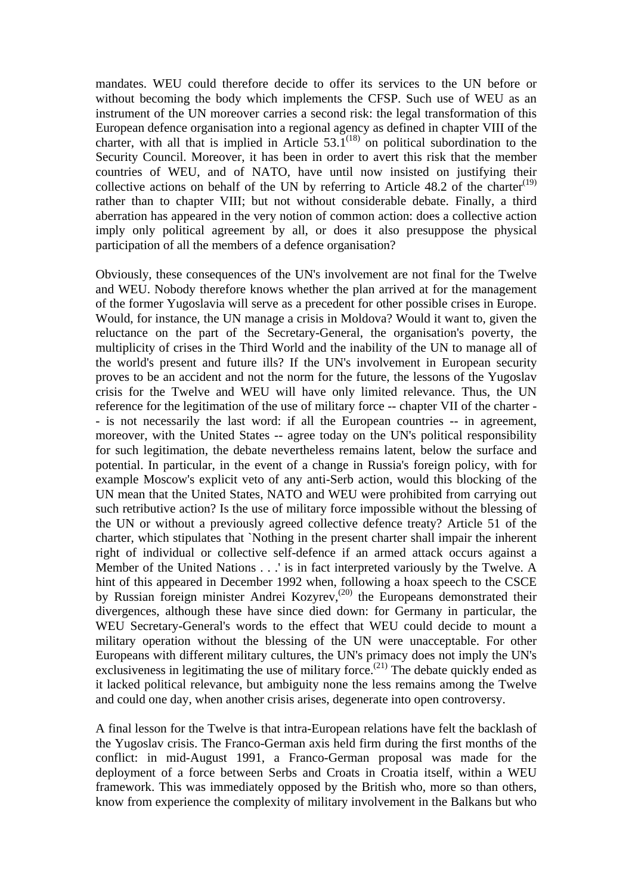mandates. WEU could therefore decide to offer its services to the UN before or without becoming the body which implements the CFSP. Such use of WEU as an instrument of the UN moreover carries a second risk: the legal transformation of this European defence organisation into a regional agency as defined in chapter VIII of the charter, with all that is implied in Article 53.1[18] on political subordination to the Security Council. Moreover, it has been in order to avert this risk that the member countries of WEU, and of NATO, have until now insisted on justifying their collective actions on behalf of the UN by referring to Article 48.2 of the charter[19] rather than to chapter VIII; but not without considerable debate. Finally, a third aberration has appeared in the very notion of common action: does a collective action imply only political agreement by all, or does it also presuppose the physical participation of all the members of a defence organisation?

Obviously, these consequences of the UN's involvement are not final for the Twelve and WEU. Nobody therefore knows whether the plan arrived at for the management of the former Yugoslavia will serve as a precedent for other possible crises in Europe. Would, for instance, the UN manage a crisis in Moldova? Would it want to, given the reluctance on the part of the Secretary-General, the organisation's poverty, the multiplicity of crises in the Third World and the inability of the UN to manage all of the world's present and future ills? If the UN's involvement in European security proves to be an accident and not the norm for the future, the lessons of the Yugoslav crisis for the Twelve and WEU will have only limited relevance. Thus, the UN reference for the legitimation of the use of military force -- chapter VII of the charter -- is not necessarily the last word: if all the European countries -- in agreement, moreover, with the United States -- agree today on the UN's political responsibility for such legitimation, the debate nevertheless remains latent, below the surface and potential. In particular, in the event of a change in Russia's foreign policy, with for example Moscow's explicit veto of any anti-Serb action, would this blocking of the UN mean that the United States, NATO and WEU were prohibited from carrying out such retributive action? Is the use of military force impossible without the blessing of the UN or without a previously agreed collective defence treaty? Article 51 of the charter, which stipulates that `Nothing in the present charter shall impair the inherent right of individual or collective self-defence if an armed attack occurs against a Member of the United Nations . . .' is in fact interpreted variously by the Twelve. A hint of this appeared in December 1992 when, following a hoax speech to the CSCE by Russian foreign minister Andrei Kozyrev,[20] the Europeans demonstrated their divergences, although these have since died down: for Germany in particular, the WEU Secretary-General's words to the effect that WEU could decide to mount a military operation without the blessing of the UN were unacceptable. For other Europeans with different military cultures, the UN's primacy does not imply the UN's exclusiveness in legitimating the use of military force.[21] The debate quickly ended as it lacked political relevance, but ambiguity none the less remains among the Twelve and could one day, when another crisis arises, degenerate into open controversy.

A final lesson for the Twelve is that intra-European relations have felt the backlash of the Yugoslav crisis. The Franco-German axis held firm during the first months of the conflict: in mid-August 1991, a Franco-German proposal was made for the deployment of a force between Serbs and Croats in Croatia itself, within a WEU framework. This was immediately opposed by the British who, more so than others, know from experience the complexity of military involvement in the Balkans but who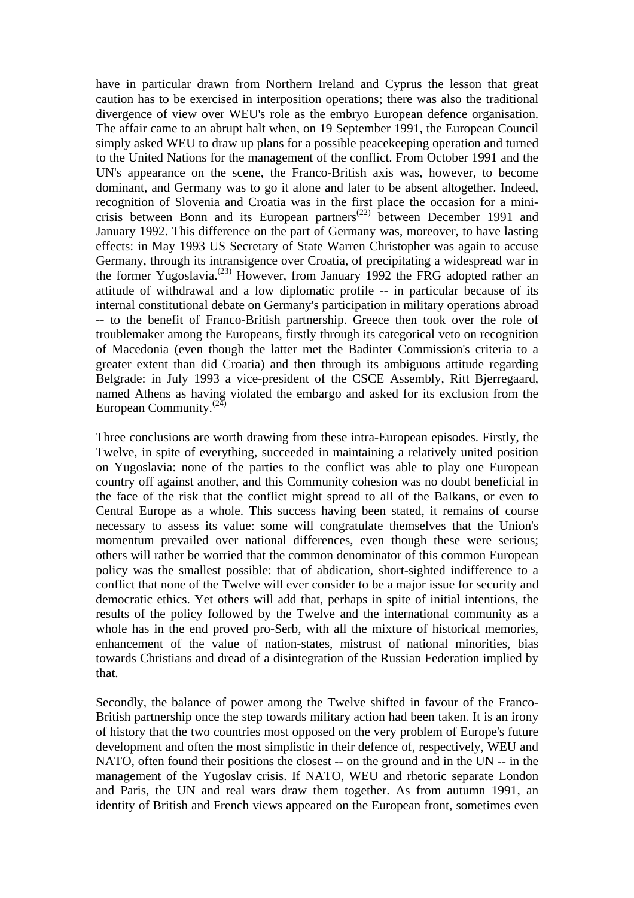have in particular drawn from Northern Ireland and Cyprus the lesson that great caution has to be exercised in interposition operations; there was also the traditional divergence of view over WEU's role as the embryo European defence organisation. The affair came to an abrupt halt when, on 19 September 1991, the European Council simply asked WEU to draw up plans for a possible peacekeeping operation and turned to the United Nations for the management of the conflict. From October 1991 and the UN's appearance on the scene, the Franco-British axis was, however, to become dominant, and Germany was to go it alone and later to be absent altogether. Indeed, recognition of Slovenia and Croatia was in the first place the occasion for a mini-crisis between Bonn and its European partners(22) between December 1991 and January 1992. This difference on the part of Germany was, moreover, to have lasting effects: in May 1993 US Secretary of State Warren Christopher was again to accuse Germany, through its intransigence over Croatia, of precipitating a widespread war in the former Yugoslavia.(23) However, from January 1992 the FRG adopted rather an attitude of withdrawal and a low diplomatic profile -- in particular because of its internal constitutional debate on Germany's participation in military operations abroad -- to the benefit of Franco-British partnership. Greece then took over the role of troublemaker among the Europeans, firstly through its categorical veto on recognition of Macedonia (even though the latter met the Badinter Commission's criteria to a greater extent than did Croatia) and then through its ambiguous attitude regarding Belgrade: in July 1993 a vice-president of the CSCE Assembly, Ritt Bjerregaard, named Athens as having violated the embargo and asked for its exclusion from the European Community.(24)

Three conclusions are worth drawing from these intra-European episodes. Firstly, the Twelve, in spite of everything, succeeded in maintaining a relatively united position on Yugoslavia: none of the parties to the conflict was able to play one European country off against another, and this Community cohesion was no doubt beneficial in the face of the risk that the conflict might spread to all of the Balkans, or even to Central Europe as a whole. This success having been stated, it remains of course necessary to assess its value: some will congratulate themselves that the Union's momentum prevailed over national differences, even though these were serious; others will rather be worried that the common denominator of this common European policy was the smallest possible: that of abdication, short-sighted indifference to a conflict that none of the Twelve will ever consider to be a major issue for security and democratic ethics. Yet others will add that, perhaps in spite of initial intentions, the results of the policy followed by the Twelve and the international community as a whole has in the end proved pro-Serb, with all the mixture of historical memories, enhancement of the value of nation-states, mistrust of national minorities, bias towards Christians and dread of a disintegration of the Russian Federation implied by that.

Secondly, the balance of power among the Twelve shifted in favour of the Franco-British partnership once the step towards military action had been taken. It is an irony of history that the two countries most opposed on the very problem of Europe's future development and often the most simplistic in their defence of, respectively, WEU and NATO, often found their positions the closest -- on the ground and in the UN -- in the management of the Yugoslav crisis. If NATO, WEU and rhetoric separate London and Paris, the UN and real wars draw them together. As from autumn 1991, an identity of British and French views appeared on the European front, sometimes even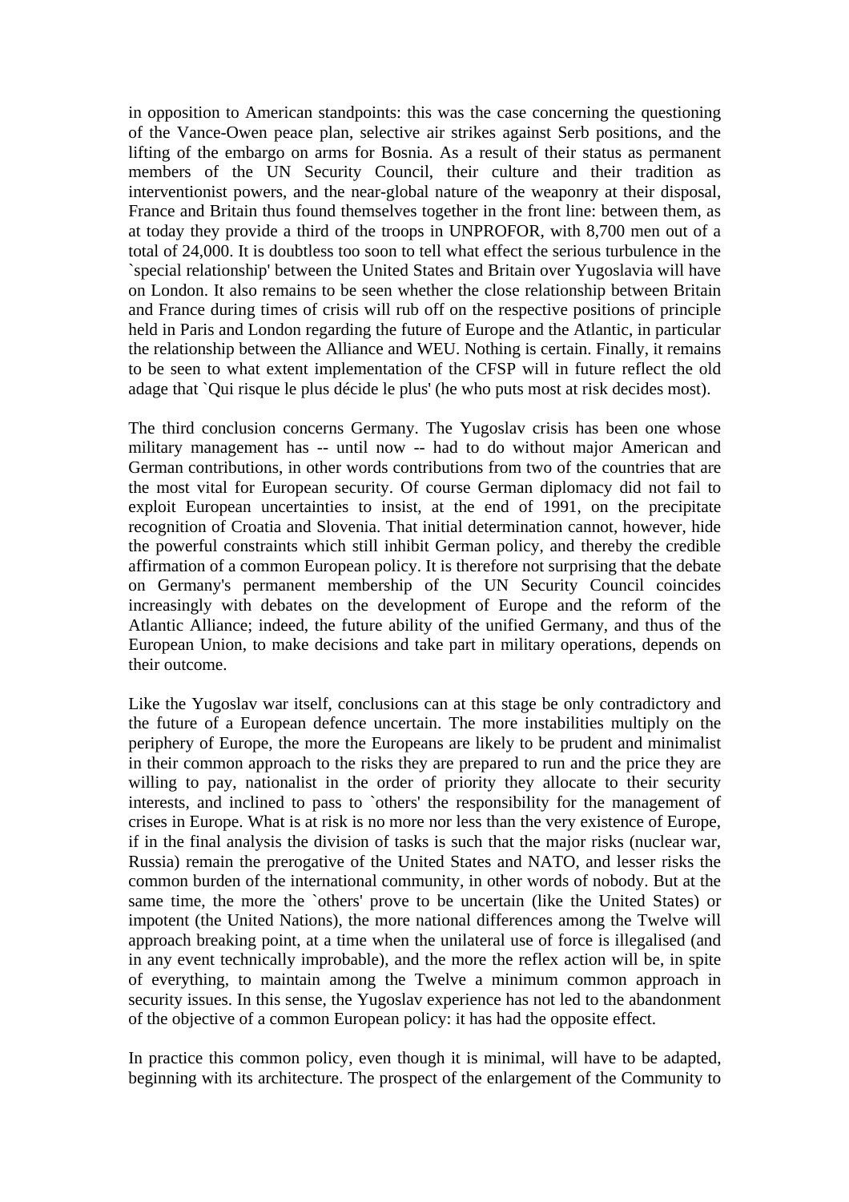in opposition to American standpoints: this was the case concerning the questioning of the Vance-Owen peace plan, selective air strikes against Serb positions, and the lifting of the embargo on arms for Bosnia. As a result of their status as permanent members of the UN Security Council, their culture and their tradition as interventionist powers, and the near-global nature of the weaponry at their disposal, France and Britain thus found themselves together in the front line: between them, as at today they provide a third of the troops in UNPROFOR, with 8,700 men out of a total of 24,000. It is doubtless too soon to tell what effect the serious turbulence in the `special relationship' between the United States and Britain over Yugoslavia will have on London. It also remains to be seen whether the close relationship between Britain and France during times of crisis will rub off on the respective positions of principle held in Paris and London regarding the future of Europe and the Atlantic, in particular the relationship between the Alliance and WEU. Nothing is certain. Finally, it remains to be seen to what extent implementation of the CFSP will in future reflect the old adage that `Qui risque le plus décide le plus' (he who puts most at risk decides most).

The third conclusion concerns Germany. The Yugoslav crisis has been one whose military management has -- until now -- had to do without major American and German contributions, in other words contributions from two of the countries that are the most vital for European security. Of course German diplomacy did not fail to exploit European uncertainties to insist, at the end of 1991, on the precipitate recognition of Croatia and Slovenia. That initial determination cannot, however, hide the powerful constraints which still inhibit German policy, and thereby the credible affirmation of a common European policy. It is therefore not surprising that the debate on Germany's permanent membership of the UN Security Council coincides increasingly with debates on the development of Europe and the reform of the Atlantic Alliance; indeed, the future ability of the unified Germany, and thus of the European Union, to make decisions and take part in military operations, depends on their outcome.

Like the Yugoslav war itself, conclusions can at this stage be only contradictory and the future of a European defence uncertain. The more instabilities multiply on the periphery of Europe, the more the Europeans are likely to be prudent and minimalist in their common approach to the risks they are prepared to run and the price they are willing to pay, nationalist in the order of priority they allocate to their security interests, and inclined to pass to `others' the responsibility for the management of crises in Europe. What is at risk is no more nor less than the very existence of Europe, if in the final analysis the division of tasks is such that the major risks (nuclear war, Russia) remain the prerogative of the United States and NATO, and lesser risks the common burden of the international community, in other words of nobody. But at the same time, the more the `others' prove to be uncertain (like the United States) or impotent (the United Nations), the more national differences among the Twelve will approach breaking point, at a time when the unilateral use of force is illegalised (and in any event technically improbable), and the more the reflex action will be, in spite of everything, to maintain among the Twelve a minimum common approach in security issues. In this sense, the Yugoslav experience has not led to the abandonment of the objective of a common European policy: it has had the opposite effect.

In practice this common policy, even though it is minimal, will have to be adapted, beginning with its architecture. The prospect of the enlargement of the Community to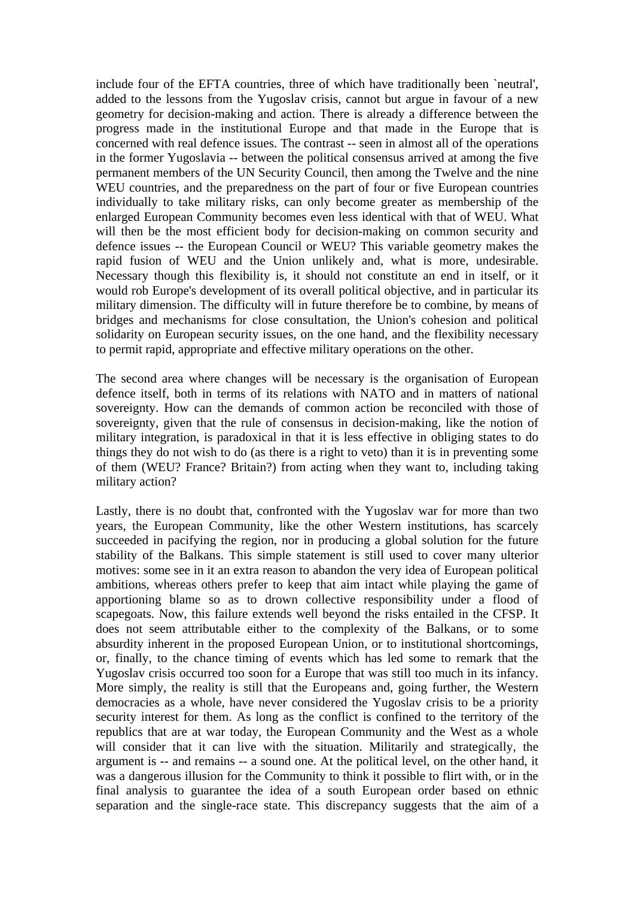include four of the EFTA countries, three of which have traditionally been `neutral', added to the lessons from the Yugoslav crisis, cannot but argue in favour of a new geometry for decision-making and action. There is already a difference between the progress made in the institutional Europe and that made in the Europe that is concerned with real defence issues. The contrast -- seen in almost all of the operations in the former Yugoslavia -- between the political consensus arrived at among the five permanent members of the UN Security Council, then among the Twelve and the nine WEU countries, and the preparedness on the part of four or five European countries individually to take military risks, can only become greater as membership of the enlarged European Community becomes even less identical with that of WEU. What will then be the most efficient body for decision-making on common security and defence issues -- the European Council or WEU? This variable geometry makes the rapid fusion of WEU and the Union unlikely and, what is more, undesirable. Necessary though this flexibility is, it should not constitute an end in itself, or it would rob Europe's development of its overall political objective, and in particular its military dimension. The difficulty will in future therefore be to combine, by means of bridges and mechanisms for close consultation, the Union's cohesion and political solidarity on European security issues, on the one hand, and the flexibility necessary to permit rapid, appropriate and effective military operations on the other.

The second area where changes will be necessary is the organisation of European defence itself, both in terms of its relations with NATO and in matters of national sovereignty. How can the demands of common action be reconciled with those of sovereignty, given that the rule of consensus in decision-making, like the notion of military integration, is paradoxical in that it is less effective in obliging states to do things they do not wish to do (as there is a right to veto) than it is in preventing some of them (WEU? France? Britain?) from acting when they want to, including taking military action?

Lastly, there is no doubt that, confronted with the Yugoslav war for more than two years, the European Community, like the other Western institutions, has scarcely succeeded in pacifying the region, nor in producing a global solution for the future stability of the Balkans. This simple statement is still used to cover many ulterior motives: some see in it an extra reason to abandon the very idea of European political ambitions, whereas others prefer to keep that aim intact while playing the game of apportioning blame so as to drown collective responsibility under a flood of scapegoats. Now, this failure extends well beyond the risks entailed in the CFSP. It does not seem attributable either to the complexity of the Balkans, or to some absurdity inherent in the proposed European Union, or to institutional shortcomings, or, finally, to the chance timing of events which has led some to remark that the Yugoslav crisis occurred too soon for a Europe that was still too much in its infancy. More simply, the reality is still that the Europeans and, going further, the Western democracies as a whole, have never considered the Yugoslav crisis to be a priority security interest for them. As long as the conflict is confined to the territory of the republics that are at war today, the European Community and the West as a whole will consider that it can live with the situation. Militarily and strategically, the argument is -- and remains -- a sound one. At the political level, on the other hand, it was a dangerous illusion for the Community to think it possible to flirt with, or in the final analysis to guarantee the idea of a south European order based on ethnic separation and the single-race state. This discrepancy suggests that the aim of a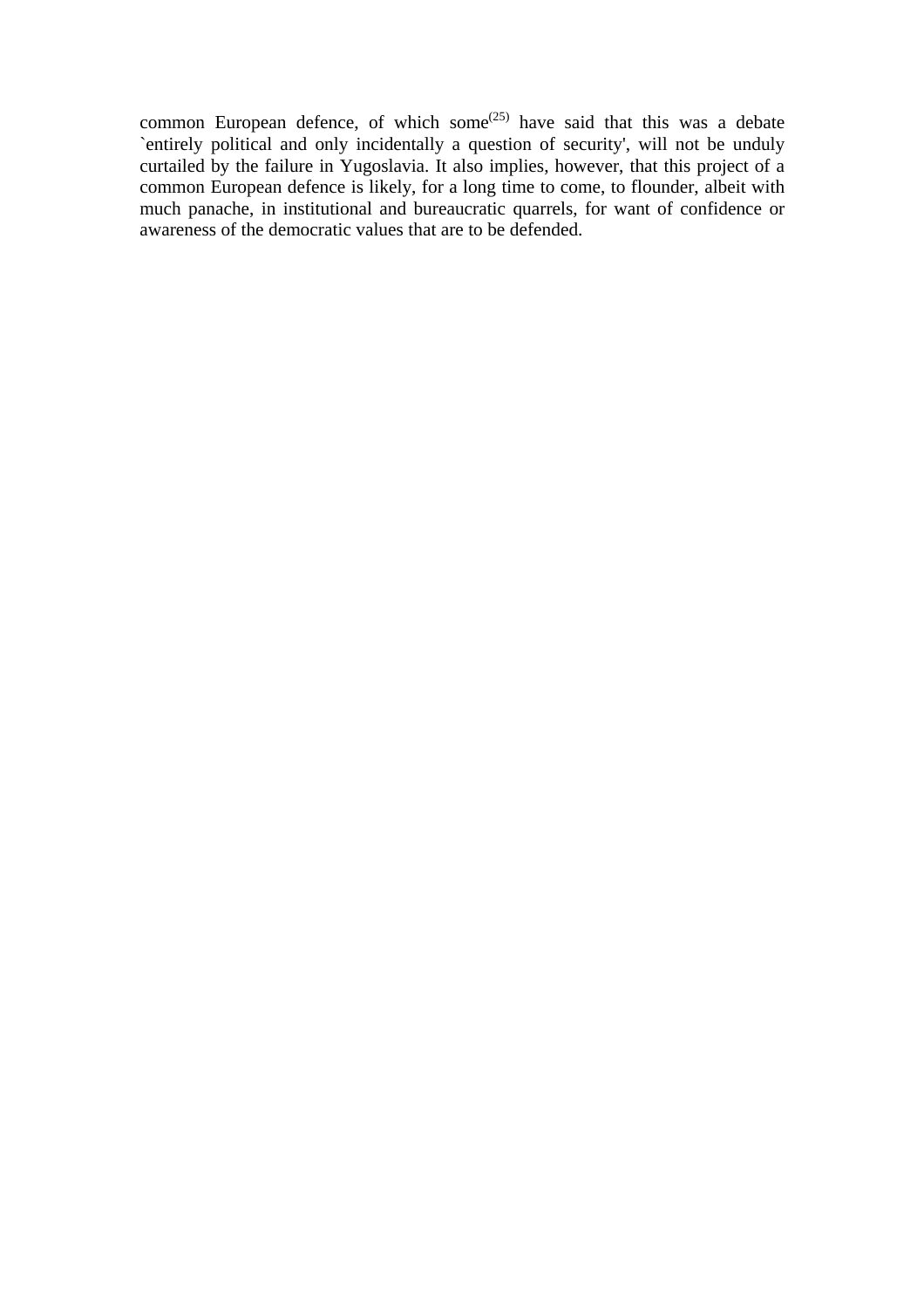common European defence, of which some[25] have said that this was a debate `entirely political and only incidentally a question of security', will not be unduly curtailed by the failure in Yugoslavia. It also implies, however, that this project of a common European defence is likely, for a long time to come, to flounder, albeit with much panache, in institutional and bureaucratic quarrels, for want of confidence or awareness of the democratic values that are to be defended.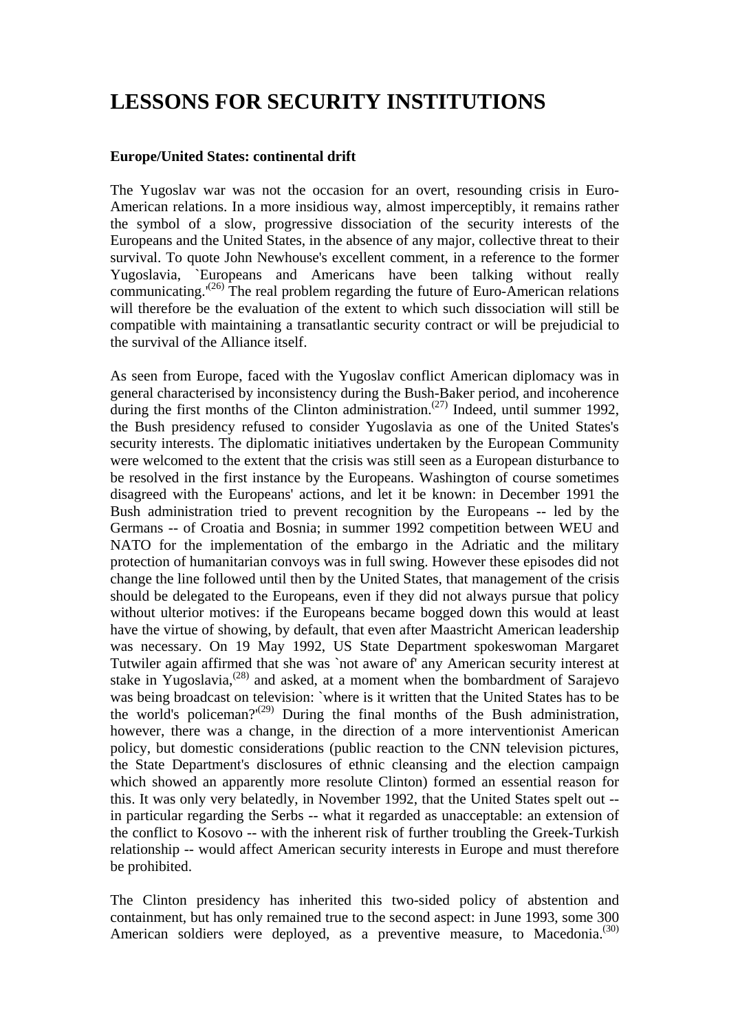# LESSONS FOR SECURITY INSTITUTIONS

**Europe/United States: continental drift**

The Yugoslav war was not the occasion for an overt, resounding crisis in Euro-American relations. In a more insidious way, almost imperceptibly, it remains rather the symbol of a slow, progressive dissociation of the security interests of the Europeans and the United States, in the absence of any major, collective threat to their survival. To quote John Newhouse's excellent comment, in a reference to the former Yugoslavia, `Europeans and Americans have been talking without really communicating.'[26] The real problem regarding the future of Euro-American relations will therefore be the evaluation of the extent to which such dissociation will still be compatible with maintaining a transatlantic security contract or will be prejudicial to the survival of the Alliance itself.

As seen from Europe, faced with the Yugoslav conflict American diplomacy was in general characterised by inconsistency during the Bush-Baker period, and incoherence during the first months of the Clinton administration.[27] Indeed, until summer 1992, the Bush presidency refused to consider Yugoslavia as one of the United States's security interests. The diplomatic initiatives undertaken by the European Community were welcomed to the extent that the crisis was still seen as a European disturbance to be resolved in the first instance by the Europeans. Washington of course sometimes disagreed with the Europeans' actions, and let it be known: in December 1991 the Bush administration tried to prevent recognition by the Europeans -- led by the Germans -- of Croatia and Bosnia; in summer 1992 competition between WEU and NATO for the implementation of the embargo in the Adriatic and the military protection of humanitarian convoys was in full swing. However these episodes did not change the line followed until then by the United States, that management of the crisis should be delegated to the Europeans, even if they did not always pursue that policy without ulterior motives: if the Europeans became bogged down this would at least have the virtue of showing, by default, that even after Maastricht American leadership was necessary. On 19 May 1992, US State Department spokeswoman Margaret Tutwiler again affirmed that she was `not aware of' any American security interest at stake in Yugoslavia,[28] and asked, at a moment when the bombardment of Sarajevo was being broadcast on television: `where is it written that the United States has to be the world's policeman?'[29] During the final months of the Bush administration, however, there was a change, in the direction of a more interventionist American policy, but domestic considerations (public reaction to the CNN television pictures, the State Department's disclosures of ethnic cleansing and the election campaign which showed an apparently more resolute Clinton) formed an essential reason for this. It was only very belatedly, in November 1992, that the United States spelt out -- in particular regarding the Serbs -- what it regarded as unacceptable: an extension of the conflict to Kosovo -- with the inherent risk of further troubling the Greek-Turkish relationship -- would affect American security interests in Europe and must therefore be prohibited.

The Clinton presidency has inherited this two-sided policy of abstention and containment, but has only remained true to the second aspect: in June 1993, some 300 American soldiers were deployed, as a preventive measure, to Macedonia.[30]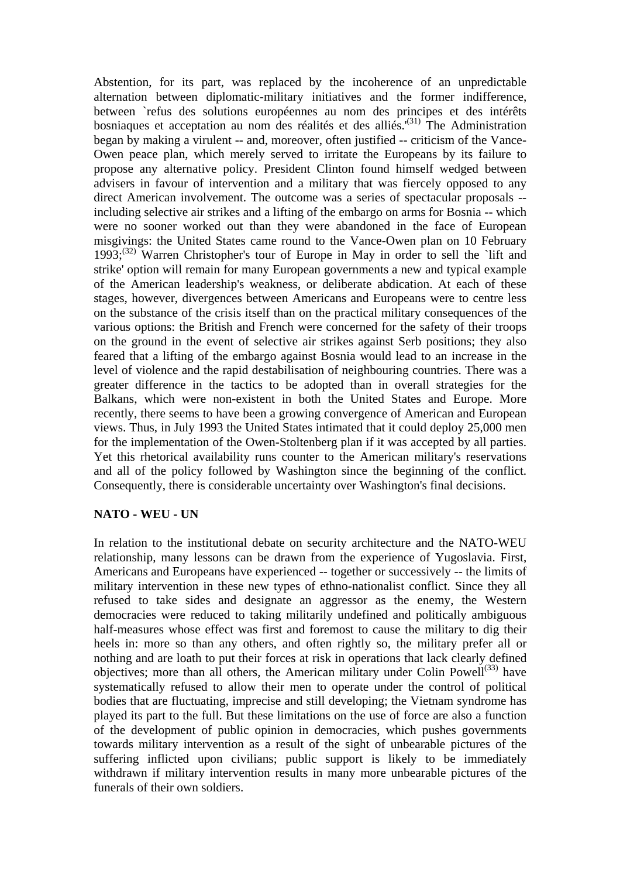Abstention, for its part, was replaced by the incoherence of an unpredictable alternation between diplomatic-military initiatives and the former indifference, between `refus des solutions européennes au nom des principes et des intérêts bosniaques et acceptation au nom des réalités et des alliés.'[31] The Administration began by making a virulent -- and, moreover, often justified -- criticism of the Vance-Owen peace plan, which merely served to irritate the Europeans by its failure to propose any alternative policy. President Clinton found himself wedged between advisers in favour of intervention and a military that was fiercely opposed to any direct American involvement. The outcome was a series of spectacular proposals -- including selective air strikes and a lifting of the embargo on arms for Bosnia -- which were no sooner worked out than they were abandoned in the face of European misgivings: the United States came round to the Vance-Owen plan on 10 February 1993;[32] Warren Christopher's tour of Europe in May in order to sell the `lift and strike' option will remain for many European governments a new and typical example of the American leadership's weakness, or deliberate abdication. At each of these stages, however, divergences between Americans and Europeans were to centre less on the substance of the crisis itself than on the practical military consequences of the various options: the British and French were concerned for the safety of their troops on the ground in the event of selective air strikes against Serb positions; they also feared that a lifting of the embargo against Bosnia would lead to an increase in the level of violence and the rapid destabilisation of neighbouring countries. There was a greater difference in the tactics to be adopted than in overall strategies for the Balkans, which were non-existent in both the United States and Europe. More recently, there seems to have been a growing convergence of American and European views. Thus, in July 1993 the United States intimated that it could deploy 25,000 men for the implementation of the Owen-Stoltenberg plan if it was accepted by all parties. Yet this rhetorical availability runs counter to the American military's reservations and all of the policy followed by Washington since the beginning of the conflict. Consequently, there is considerable uncertainty over Washington's final decisions.

**NATO - WEU - UN**

In relation to the institutional debate on security architecture and the NATO-WEU relationship, many lessons can be drawn from the experience of Yugoslavia. First, Americans and Europeans have experienced -- together or successively -- the limits of military intervention in these new types of ethno-nationalist conflict. Since they all refused to take sides and designate an aggressor as the enemy, the Western democracies were reduced to taking militarily undefined and politically ambiguous half-measures whose effect was first and foremost to cause the military to dig their heels in: more so than any others, and often rightly so, the military prefer all or nothing and are loath to put their forces at risk in operations that lack clearly defined objectives; more than all others, the American military under Colin Powell[33] have systematically refused to allow their men to operate under the control of political bodies that are fluctuating, imprecise and still developing; the Vietnam syndrome has played its part to the full. But these limitations on the use of force are also a function of the development of public opinion in democracies, which pushes governments towards military intervention as a result of the sight of unbearable pictures of the suffering inflicted upon civilians; public support is likely to be immediately withdrawn if military intervention results in many more unbearable pictures of the funerals of their own soldiers.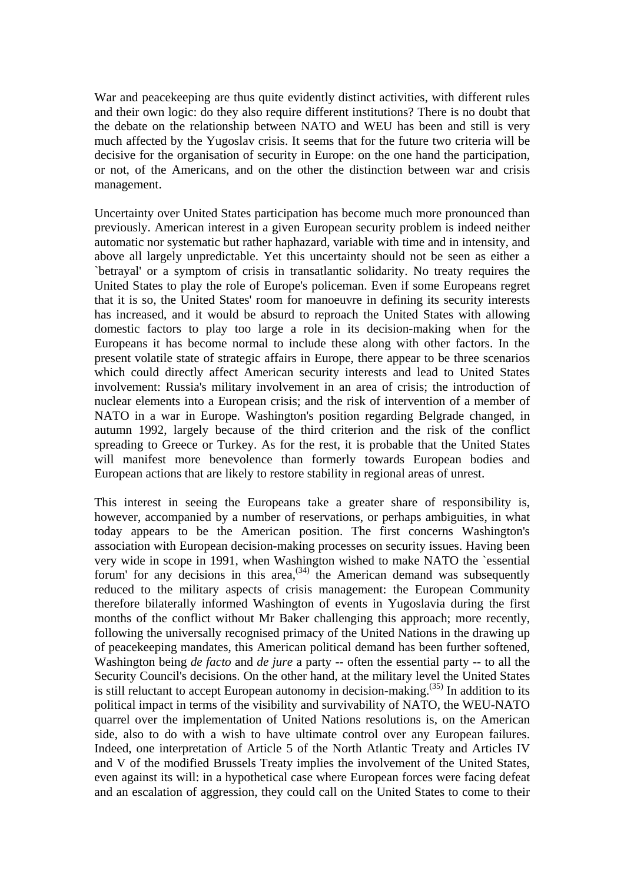War and peacekeeping are thus quite evidently distinct activities, with different rules and their own logic: do they also require different institutions? There is no doubt that the debate on the relationship between NATO and WEU has been and still is very much affected by the Yugoslav crisis. It seems that for the future two criteria will be decisive for the organisation of security in Europe: on the one hand the participation, or not, of the Americans, and on the other the distinction between war and crisis management.

Uncertainty over United States participation has become much more pronounced than previously. American interest in a given European security problem is indeed neither automatic nor systematic but rather haphazard, variable with time and in intensity, and above all largely unpredictable. Yet this uncertainty should not be seen as either a `betrayal' or a symptom of crisis in transatlantic solidarity. No treaty requires the United States to play the role of Europe's policeman. Even if some Europeans regret that it is so, the United States' room for manoeuvre in defining its security interests has increased, and it would be absurd to reproach the United States with allowing domestic factors to play too large a role in its decision-making when for the Europeans it has become normal to include these along with other factors. In the present volatile state of strategic affairs in Europe, there appear to be three scenarios which could directly affect American security interests and lead to United States involvement: Russia's military involvement in an area of crisis; the introduction of nuclear elements into a European crisis; and the risk of intervention of a member of NATO in a war in Europe. Washington's position regarding Belgrade changed, in autumn 1992, largely because of the third criterion and the risk of the conflict spreading to Greece or Turkey. As for the rest, it is probable that the United States will manifest more benevolence than formerly towards European bodies and European actions that are likely to restore stability in regional areas of unrest.

This interest in seeing the Europeans take a greater share of responsibility is, however, accompanied by a number of reservations, or perhaps ambiguities, in what today appears to be the American position. The first concerns Washington's association with European decision-making processes on security issues. Having been very wide in scope in 1991, when Washington wished to make NATO the `essential forum' for any decisions in this area,[34] the American demand was subsequently reduced to the military aspects of crisis management: the European Community therefore bilaterally informed Washington of events in Yugoslavia during the first months of the conflict without Mr Baker challenging this approach; more recently, following the universally recognised primacy of the United Nations in the drawing up of peacekeeping mandates, this American political demand has been further softened, Washington being *de facto* and *de jure* a party -- often the essential party -- to all the Security Council's decisions. On the other hand, at the military level the United States is still reluctant to accept European autonomy in decision-making.[35] In addition to its political impact in terms of the visibility and survivability of NATO, the WEU-NATO quarrel over the implementation of United Nations resolutions is, on the American side, also to do with a wish to have ultimate control over any European failures. Indeed, one interpretation of Article 5 of the North Atlantic Treaty and Articles IV and V of the modified Brussels Treaty implies the involvement of the United States, even against its will: in a hypothetical case where European forces were facing defeat and an escalation of aggression, they could call on the United States to come to their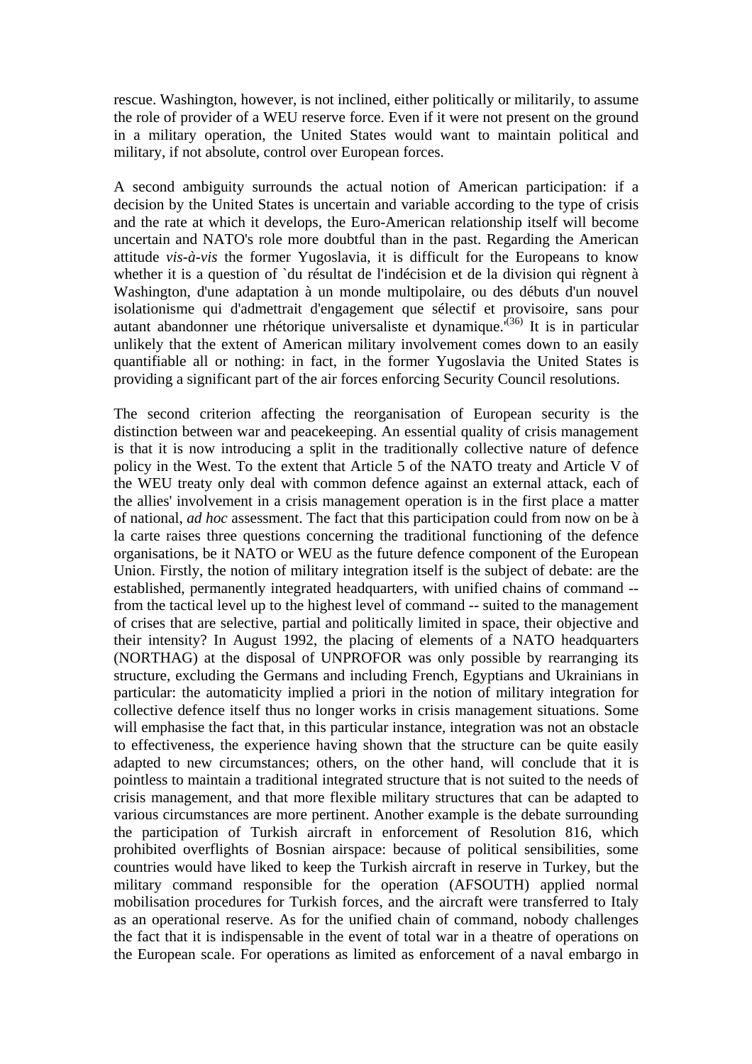rescue. Washington, however, is not inclined, either politically or militarily, to assume the role of provider of a WEU reserve force. Even if it were not present on the ground in a military operation, the United States would want to maintain political and military, if not absolute, control over European forces.

A second ambiguity surrounds the actual notion of American participation: if a decision by the United States is uncertain and variable according to the type of crisis and the rate at which it develops, the Euro-American relationship itself will become uncertain and NATO's role more doubtful than in the past. Regarding the American attitude *vis-à-vis* the former Yugoslavia, it is difficult for the Europeans to know whether it is a question of `du résultat de l'indécision et de la division qui règnent à Washington, d'une adaptation à un monde multipolaire, ou des débuts d'un nouvel isolationisme qui d'admettrait d'engagement que sélectif et provisoire, sans pour autant abandonner une rhétorique universaliste et dynamique.'[36] It is in particular unlikely that the extent of American military involvement comes down to an easily quantifiable all or nothing: in fact, in the former Yugoslavia the United States is providing a significant part of the air forces enforcing Security Council resolutions.

The second criterion affecting the reorganisation of European security is the distinction between war and peacekeeping. An essential quality of crisis management is that it is now introducing a split in the traditionally collective nature of defence policy in the West. To the extent that Article 5 of the NATO treaty and Article V of the WEU treaty only deal with common defence against an external attack, each of the allies' involvement in a crisis management operation is in the first place a matter of national, *ad hoc* assessment. The fact that this participation could from now on be à la carte raises three questions concerning the traditional functioning of the defence organisations, be it NATO or WEU as the future defence component of the European Union. Firstly, the notion of military integration itself is the subject of debate: are the established, permanently integrated headquarters, with unified chains of command -- from the tactical level up to the highest level of command -- suited to the management of crises that are selective, partial and politically limited in space, their objective and their intensity? In August 1992, the placing of elements of a NATO headquarters (NORTHAG) at the disposal of UNPROFOR was only possible by rearranging its structure, excluding the Germans and including French, Egyptians and Ukrainians in particular: the automaticity implied a priori in the notion of military integration for collective defence itself thus no longer works in crisis management situations. Some will emphasise the fact that, in this particular instance, integration was not an obstacle to effectiveness, the experience having shown that the structure can be quite easily adapted to new circumstances; others, on the other hand, will conclude that it is pointless to maintain a traditional integrated structure that is not suited to the needs of crisis management, and that more flexible military structures that can be adapted to various circumstances are more pertinent. Another example is the debate surrounding the participation of Turkish aircraft in enforcement of Resolution 816, which prohibited overflights of Bosnian airspace: because of political sensibilities, some countries would have liked to keep the Turkish aircraft in reserve in Turkey, but the military command responsible for the operation (AFSOUTH) applied normal mobilisation procedures for Turkish forces, and the aircraft were transferred to Italy as an operational reserve. As for the unified chain of command, nobody challenges the fact that it is indispensable in the event of total war in a theatre of operations on the European scale. For operations as limited as enforcement of a naval embargo in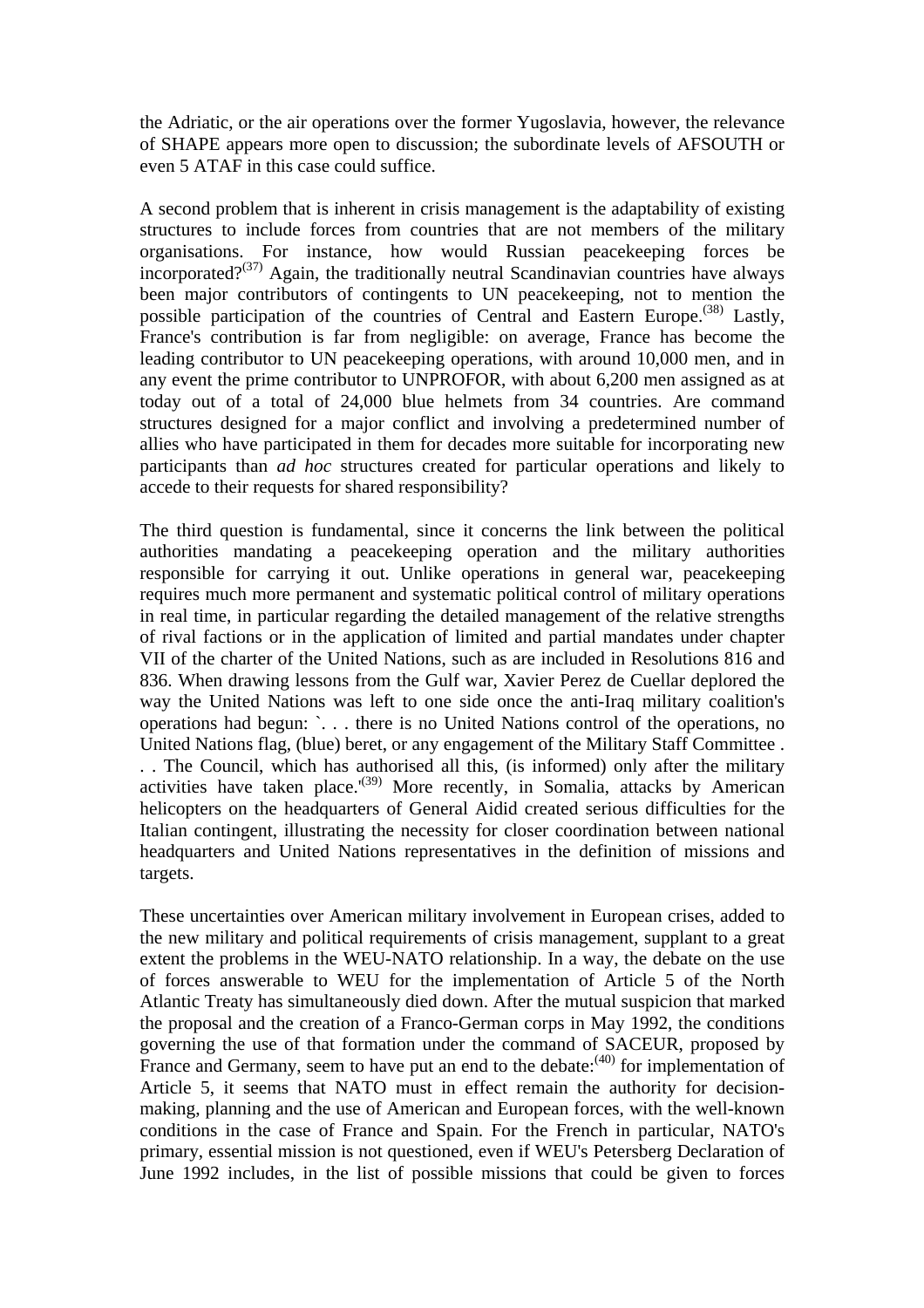the Adriatic, or the air operations over the former Yugoslavia, however, the relevance of SHAPE appears more open to discussion; the subordinate levels of AFSOUTH or even 5 ATAF in this case could suffice.

A second problem that is inherent in crisis management is the adaptability of existing structures to include forces from countries that are not members of the military organisations. For instance, how would Russian peacekeeping forces be incorporated?[(37)] Again, the traditionally neutral Scandinavian countries have always been major contributors of contingents to UN peacekeeping, not to mention the possible participation of the countries of Central and Eastern Europe.[(38)] Lastly, France's contribution is far from negligible: on average, France has become the leading contributor to UN peacekeeping operations, with around 10,000 men, and in any event the prime contributor to UNPROFOR, with about 6,200 men assigned as at today out of a total of 24,000 blue helmets from 34 countries. Are command structures designed for a major conflict and involving a predetermined number of allies who have participated in them for decades more suitable for incorporating new participants than *ad hoc* structures created for particular operations and likely to accede to their requests for shared responsibility?

The third question is fundamental, since it concerns the link between the political authorities mandating a peacekeeping operation and the military authorities responsible for carrying it out. Unlike operations in general war, peacekeeping requires much more permanent and systematic political control of military operations in real time, in particular regarding the detailed management of the relative strengths of rival factions or in the application of limited and partial mandates under chapter VII of the charter of the United Nations, such as are included in Resolutions 816 and 836. When drawing lessons from the Gulf war, Xavier Perez de Cuellar deplored the way the United Nations was left to one side once the anti-Iraq military coalition's operations had begun: `. . . there is no United Nations control of the operations, no United Nations flag, (blue) beret, or any engagement of the Military Staff Committee . . . The Council, which has authorised all this, (is informed) only after the military activities have taken place.'[(39)] More recently, in Somalia, attacks by American helicopters on the headquarters of General Aidid created serious difficulties for the Italian contingent, illustrating the necessity for closer coordination between national headquarters and United Nations representatives in the definition of missions and targets.

These uncertainties over American military involvement in European crises, added to the new military and political requirements of crisis management, supplant to a great extent the problems in the WEU-NATO relationship. In a way, the debate on the use of forces answerable to WEU for the implementation of Article 5 of the North Atlantic Treaty has simultaneously died down. After the mutual suspicion that marked the proposal and the creation of a Franco-German corps in May 1992, the conditions governing the use of that formation under the command of SACEUR, proposed by France and Germany, seem to have put an end to the debate:[(40)] for implementation of Article 5, it seems that NATO must in effect remain the authority for decision-making, planning and the use of American and European forces, with the well-known conditions in the case of France and Spain. For the French in particular, NATO's primary, essential mission is not questioned, even if WEU's Petersberg Declaration of June 1992 includes, in the list of possible missions that could be given to forces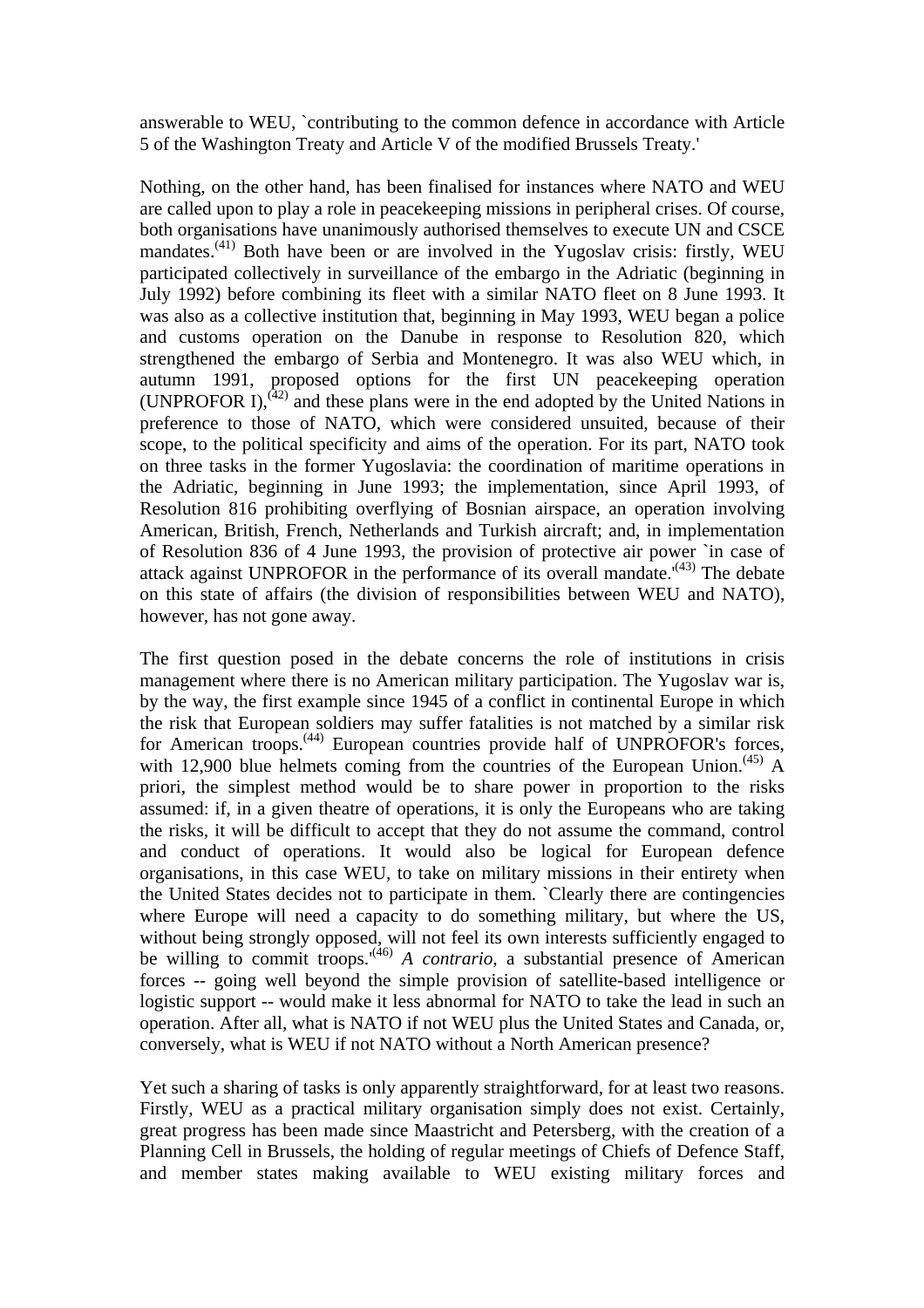answerable to WEU, `contributing to the common defence in accordance with Article 5 of the Washington Treaty and Article V of the modified Brussels Treaty.'

Nothing, on the other hand, has been finalised for instances where NATO and WEU are called upon to play a role in peacekeeping missions in peripheral crises. Of course, both organisations have unanimously authorised themselves to execute UN and CSCE mandates.[41] Both have been or are involved in the Yugoslav crisis: firstly, WEU participated collectively in surveillance of the embargo in the Adriatic (beginning in July 1992) before combining its fleet with a similar NATO fleet on 8 June 1993. It was also as a collective institution that, beginning in May 1993, WEU began a police and customs operation on the Danube in response to Resolution 820, which strengthened the embargo of Serbia and Montenegro. It was also WEU which, in autumn 1991, proposed options for the first UN peacekeeping operation (UNPROFOR I),[42] and these plans were in the end adopted by the United Nations in preference to those of NATO, which were considered unsuited, because of their scope, to the political specificity and aims of the operation. For its part, NATO took on three tasks in the former Yugoslavia: the coordination of maritime operations in the Adriatic, beginning in June 1993; the implementation, since April 1993, of Resolution 816 prohibiting overflying of Bosnian airspace, an operation involving American, British, French, Netherlands and Turkish aircraft; and, in implementation of Resolution 836 of 4 June 1993, the provision of protective air power `in case of attack against UNPROFOR in the performance of its overall mandate.'[43] The debate on this state of affairs (the division of responsibilities between WEU and NATO), however, has not gone away.

The first question posed in the debate concerns the role of institutions in crisis management where there is no American military participation. The Yugoslav war is, by the way, the first example since 1945 of a conflict in continental Europe in which the risk that European soldiers may suffer fatalities is not matched by a similar risk for American troops.[44] European countries provide half of UNPROFOR's forces, with 12,900 blue helmets coming from the countries of the European Union.[45] A priori, the simplest method would be to share power in proportion to the risks assumed: if, in a given theatre of operations, it is only the Europeans who are taking the risks, it will be difficult to accept that they do not assume the command, control and conduct of operations. It would also be logical for European defence organisations, in this case WEU, to take on military missions in their entirety when the United States decides not to participate in them. `Clearly there are contingencies where Europe will need a capacity to do something military, but where the US, without being strongly opposed, will not feel its own interests sufficiently engaged to be willing to commit troops.'[46] *A contrario*, a substantial presence of American forces -- going well beyond the simple provision of satellite-based intelligence or logistic support -- would make it less abnormal for NATO to take the lead in such an operation. After all, what is NATO if not WEU plus the United States and Canada, or, conversely, what is WEU if not NATO without a North American presence?

Yet such a sharing of tasks is only apparently straightforward, for at least two reasons. Firstly, WEU as a practical military organisation simply does not exist. Certainly, great progress has been made since Maastricht and Petersberg, with the creation of a Planning Cell in Brussels, the holding of regular meetings of Chiefs of Defence Staff, and member states making available to WEU existing military forces and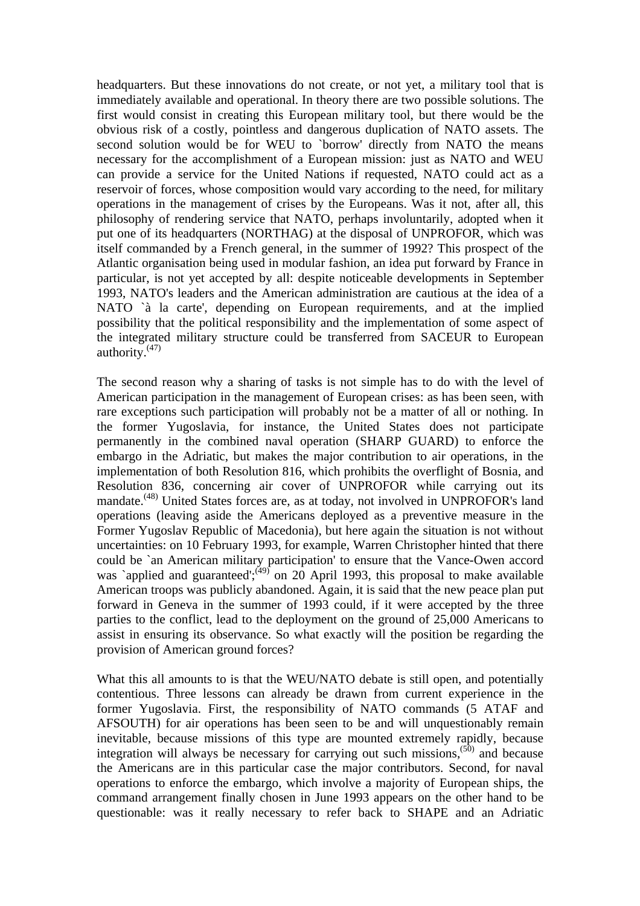headquarters. But these innovations do not create, or not yet, a military tool that is immediately available and operational. In theory there are two possible solutions. The first would consist in creating this European military tool, but there would be the obvious risk of a costly, pointless and dangerous duplication of NATO assets. The second solution would be for WEU to `borrow' directly from NATO the means necessary for the accomplishment of a European mission: just as NATO and WEU can provide a service for the United Nations if requested, NATO could act as a reservoir of forces, whose composition would vary according to the need, for military operations in the management of crises by the Europeans. Was it not, after all, this philosophy of rendering service that NATO, perhaps involuntarily, adopted when it put one of its headquarters (NORTHAG) at the disposal of UNPROFOR, which was itself commanded by a French general, in the summer of 1992? This prospect of the Atlantic organisation being used in modular fashion, an idea put forward by France in particular, is not yet accepted by all: despite noticeable developments in September 1993, NATO's leaders and the American administration are cautious at the idea of a NATO `à la carte', depending on European requirements, and at the implied possibility that the political responsibility and the implementation of some aspect of the integrated military structure could be transferred from SACEUR to European authority.[47]

The second reason why a sharing of tasks is not simple has to do with the level of American participation in the management of European crises: as has been seen, with rare exceptions such participation will probably not be a matter of all or nothing. In the former Yugoslavia, for instance, the United States does not participate permanently in the combined naval operation (SHARP GUARD) to enforce the embargo in the Adriatic, but makes the major contribution to air operations, in the implementation of both Resolution 816, which prohibits the overflight of Bosnia, and Resolution 836, concerning air cover of UNPROFOR while carrying out its mandate.[48] United States forces are, as at today, not involved in UNPROFOR's land operations (leaving aside the Americans deployed as a preventive measure in the Former Yugoslav Republic of Macedonia), but here again the situation is not without uncertainties: on 10 February 1993, for example, Warren Christopher hinted that there could be `an American military participation' to ensure that the Vance-Owen accord was `applied and guaranteed';[49] on 20 April 1993, this proposal to make available American troops was publicly abandoned. Again, it is said that the new peace plan put forward in Geneva in the summer of 1993 could, if it were accepted by the three parties to the conflict, lead to the deployment on the ground of 25,000 Americans to assist in ensuring its observance. So what exactly will the position be regarding the provision of American ground forces?

What this all amounts to is that the WEU/NATO debate is still open, and potentially contentious. Three lessons can already be drawn from current experience in the former Yugoslavia. First, the responsibility of NATO commands (5 ATAF and AFSOUTH) for air operations has been seen to be and will unquestionably remain inevitable, because missions of this type are mounted extremely rapidly, because integration will always be necessary for carrying out such missions,[50] and because the Americans are in this particular case the major contributors. Second, for naval operations to enforce the embargo, which involve a majority of European ships, the command arrangement finally chosen in June 1993 appears on the other hand to be questionable: was it really necessary to refer back to SHAPE and an Adriatic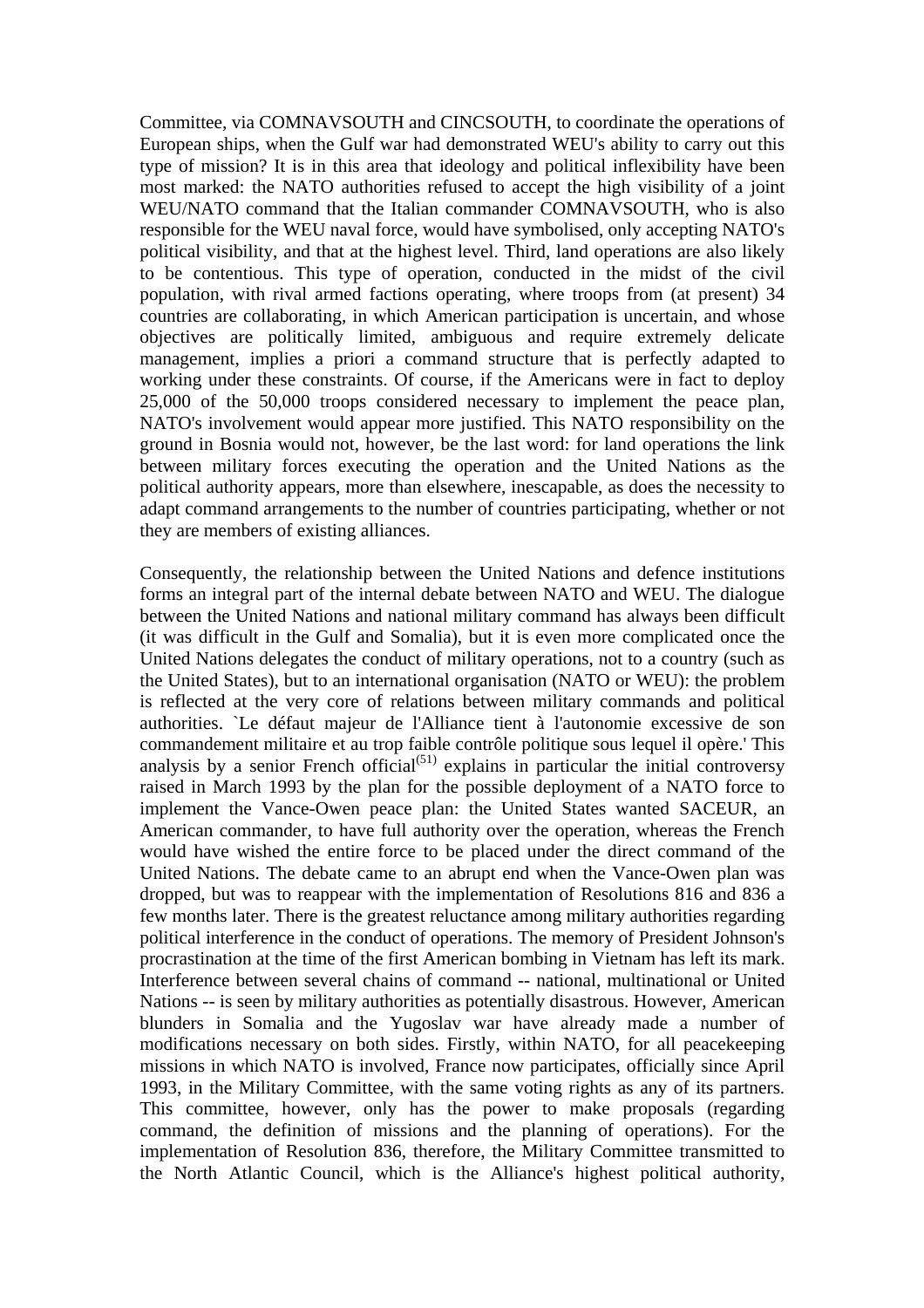Committee, via COMNAVSOUTH and CINCSOUTH, to coordinate the operations of European ships, when the Gulf war had demonstrated WEU's ability to carry out this type of mission? It is in this area that ideology and political inflexibility have been most marked: the NATO authorities refused to accept the high visibility of a joint WEU/NATO command that the Italian commander COMNAVSOUTH, who is also responsible for the WEU naval force, would have symbolised, only accepting NATO's political visibility, and that at the highest level. Third, land operations are also likely to be contentious. This type of operation, conducted in the midst of the civil population, with rival armed factions operating, where troops from (at present) 34 countries are collaborating, in which American participation is uncertain, and whose objectives are politically limited, ambiguous and require extremely delicate management, implies a priori a command structure that is perfectly adapted to working under these constraints. Of course, if the Americans were in fact to deploy 25,000 of the 50,000 troops considered necessary to implement the peace plan, NATO's involvement would appear more justified. This NATO responsibility on the ground in Bosnia would not, however, be the last word: for land operations the link between military forces executing the operation and the United Nations as the political authority appears, more than elsewhere, inescapable, as does the necessity to adapt command arrangements to the number of countries participating, whether or not they are members of existing alliances.

Consequently, the relationship between the United Nations and defence institutions forms an integral part of the internal debate between NATO and WEU. The dialogue between the United Nations and national military command has always been difficult (it was difficult in the Gulf and Somalia), but it is even more complicated once the United Nations delegates the conduct of military operations, not to a country (such as the United States), but to an international organisation (NATO or WEU): the problem is reflected at the very core of relations between military commands and political authorities. `Le défaut majeur de l'Alliance tient à l'autonomie excessive de son commandement militaire et au trop faible contrôle politique sous lequel il opère.' This analysis by a senior French official[(51)] explains in particular the initial controversy raised in March 1993 by the plan for the possible deployment of a NATO force to implement the Vance-Owen peace plan: the United States wanted SACEUR, an American commander, to have full authority over the operation, whereas the French would have wished the entire force to be placed under the direct command of the United Nations. The debate came to an abrupt end when the Vance-Owen plan was dropped, but was to reappear with the implementation of Resolutions 816 and 836 a few months later. There is the greatest reluctance among military authorities regarding political interference in the conduct of operations. The memory of President Johnson's procrastination at the time of the first American bombing in Vietnam has left its mark. Interference between several chains of command -- national, multinational or United Nations -- is seen by military authorities as potentially disastrous. However, American blunders in Somalia and the Yugoslav war have already made a number of modifications necessary on both sides. Firstly, within NATO, for all peacekeeping missions in which NATO is involved, France now participates, officially since April 1993, in the Military Committee, with the same voting rights as any of its partners. This committee, however, only has the power to make proposals (regarding command, the definition of missions and the planning of operations). For the implementation of Resolution 836, therefore, the Military Committee transmitted to the North Atlantic Council, which is the Alliance's highest political authority,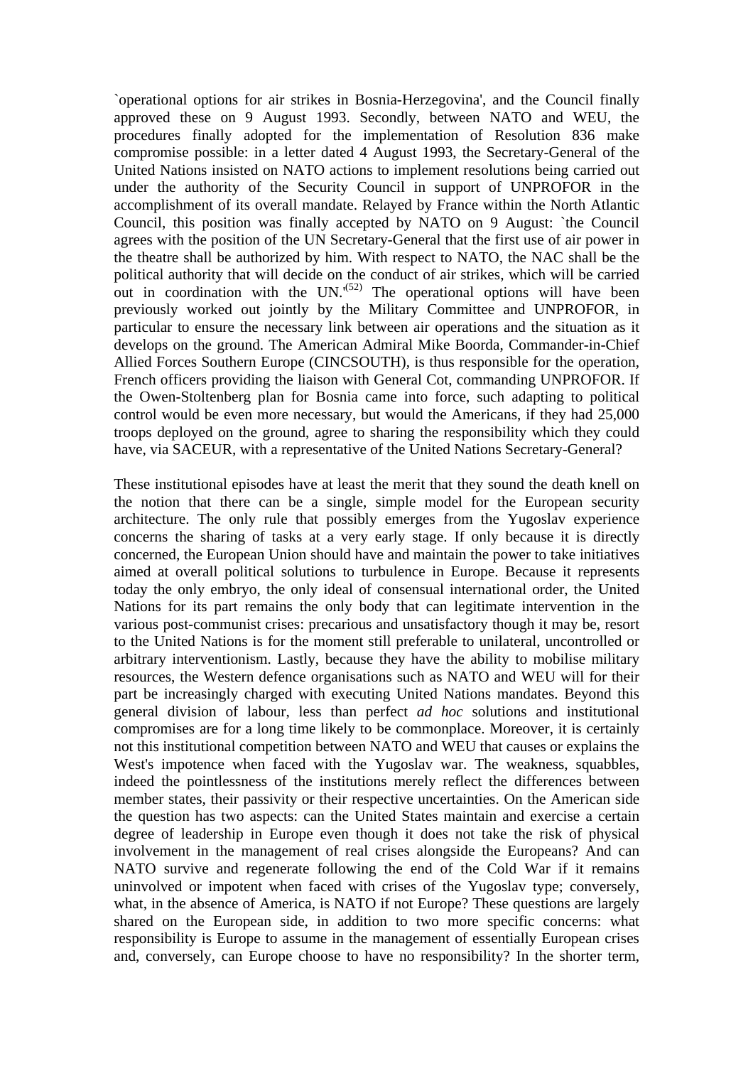`operational options for air strikes in Bosnia-Herzegovina', and the Council finally approved these on 9 August 1993. Secondly, between NATO and WEU, the procedures finally adopted for the implementation of Resolution 836 make compromise possible: in a letter dated 4 August 1993, the Secretary-General of the United Nations insisted on NATO actions to implement resolutions being carried out under the authority of the Security Council in support of UNPROFOR in the accomplishment of its overall mandate. Relayed by France within the North Atlantic Council, this position was finally accepted by NATO on 9 August: `the Council agrees with the position of the UN Secretary-General that the first use of air power in the theatre shall be authorized by him. With respect to NATO, the NAC shall be the political authority that will decide on the conduct of air strikes, which will be carried out in coordination with the UN.'[52] The operational options will have been previously worked out jointly by the Military Committee and UNPROFOR, in particular to ensure the necessary link between air operations and the situation as it develops on the ground. The American Admiral Mike Boorda, Commander-in-Chief Allied Forces Southern Europe (CINCSOUTH), is thus responsible for the operation, French officers providing the liaison with General Cot, commanding UNPROFOR. If the Owen-Stoltenberg plan for Bosnia came into force, such adapting to political control would be even more necessary, but would the Americans, if they had 25,000 troops deployed on the ground, agree to sharing the responsibility which they could have, via SACEUR, with a representative of the United Nations Secretary-General?

These institutional episodes have at least the merit that they sound the death knell on the notion that there can be a single, simple model for the European security architecture. The only rule that possibly emerges from the Yugoslav experience concerns the sharing of tasks at a very early stage. If only because it is directly concerned, the European Union should have and maintain the power to take initiatives aimed at overall political solutions to turbulence in Europe. Because it represents today the only embryo, the only ideal of consensual international order, the United Nations for its part remains the only body that can legitimate intervention in the various post-communist crises: precarious and unsatisfactory though it may be, resort to the United Nations is for the moment still preferable to unilateral, uncontrolled or arbitrary interventionism. Lastly, because they have the ability to mobilise military resources, the Western defence organisations such as NATO and WEU will for their part be increasingly charged with executing United Nations mandates. Beyond this general division of labour, less than perfect *ad hoc* solutions and institutional compromises are for a long time likely to be commonplace. Moreover, it is certainly not this institutional competition between NATO and WEU that causes or explains the West's impotence when faced with the Yugoslav war. The weakness, squabbles, indeed the pointlessness of the institutions merely reflect the differences between member states, their passivity or their respective uncertainties. On the American side the question has two aspects: can the United States maintain and exercise a certain degree of leadership in Europe even though it does not take the risk of physical involvement in the management of real crises alongside the Europeans? And can NATO survive and regenerate following the end of the Cold War if it remains uninvolved or impotent when faced with crises of the Yugoslav type; conversely, what, in the absence of America, is NATO if not Europe? These questions are largely shared on the European side, in addition to two more specific concerns: what responsibility is Europe to assume in the management of essentially European crises and, conversely, can Europe choose to have no responsibility? In the shorter term,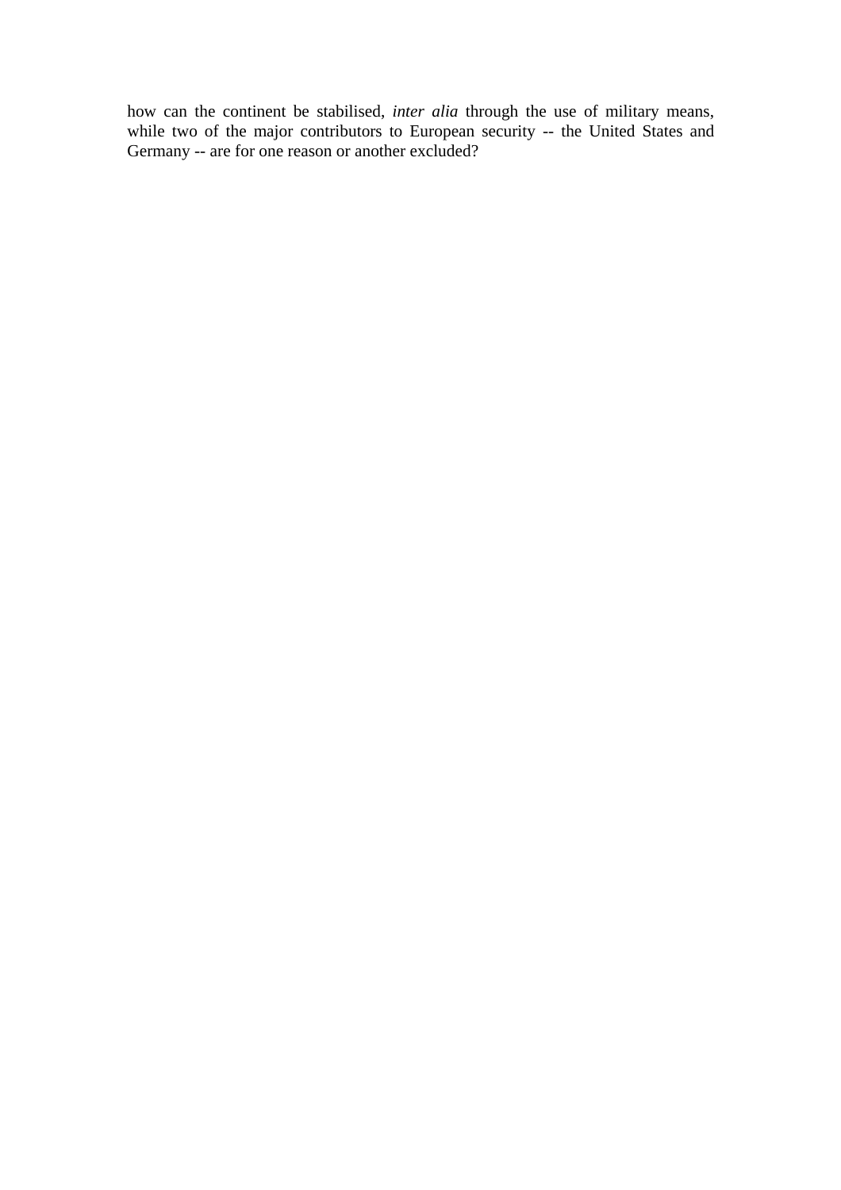how can the continent be stabilised, *inter alia* through the use of military means, while two of the major contributors to European security -- the United States and Germany -- are for one reason or another excluded?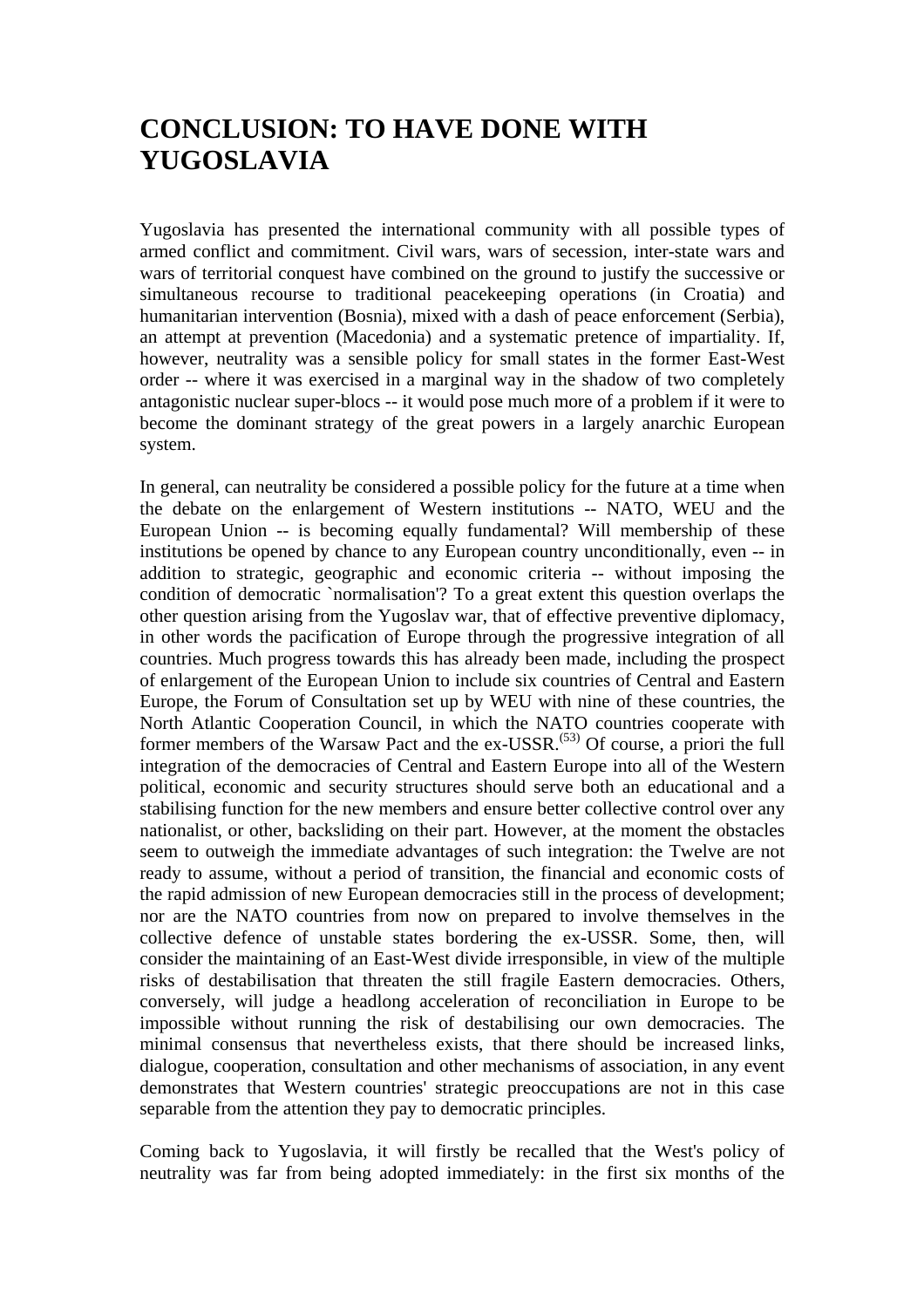# CONCLUSION: TO HAVE DONE WITH YUGOSLAVIA

Yugoslavia has presented the international community with all possible types of armed conflict and commitment. Civil wars, wars of secession, inter-state wars and wars of territorial conquest have combined on the ground to justify the successive or simultaneous recourse to traditional peacekeeping operations (in Croatia) and humanitarian intervention (Bosnia), mixed with a dash of peace enforcement (Serbia), an attempt at prevention (Macedonia) and a systematic pretence of impartiality. If, however, neutrality was a sensible policy for small states in the former East-West order -- where it was exercised in a marginal way in the shadow of two completely antagonistic nuclear super-blocs -- it would pose much more of a problem if it were to become the dominant strategy of the great powers in a largely anarchic European system.

In general, can neutrality be considered a possible policy for the future at a time when the debate on the enlargement of Western institutions -- NATO, WEU and the European Union -- is becoming equally fundamental? Will membership of these institutions be opened by chance to any European country unconditionally, even -- in addition to strategic, geographic and economic criteria -- without imposing the condition of democratic `normalisation'? To a great extent this question overlaps the other question arising from the Yugoslav war, that of effective preventive diplomacy, in other words the pacification of Europe through the progressive integration of all countries. Much progress towards this has already been made, including the prospect of enlargement of the European Union to include six countries of Central and Eastern Europe, the Forum of Consultation set up by WEU with nine of these countries, the North Atlantic Cooperation Council, in which the NATO countries cooperate with former members of the Warsaw Pact and the ex-USSR.[53] Of course, a priori the full integration of the democracies of Central and Eastern Europe into all of the Western political, economic and security structures should serve both an educational and a stabilising function for the new members and ensure better collective control over any nationalist, or other, backsliding on their part. However, at the moment the obstacles seem to outweigh the immediate advantages of such integration: the Twelve are not ready to assume, without a period of transition, the financial and economic costs of the rapid admission of new European democracies still in the process of development; nor are the NATO countries from now on prepared to involve themselves in the collective defence of unstable states bordering the ex-USSR. Some, then, will consider the maintaining of an East-West divide irresponsible, in view of the multiple risks of destabilisation that threaten the still fragile Eastern democracies. Others, conversely, will judge a headlong acceleration of reconciliation in Europe to be impossible without running the risk of destabilising our own democracies. The minimal consensus that nevertheless exists, that there should be increased links, dialogue, cooperation, consultation and other mechanisms of association, in any event demonstrates that Western countries' strategic preoccupations are not in this case separable from the attention they pay to democratic principles.

Coming back to Yugoslavia, it will firstly be recalled that the West's policy of neutrality was far from being adopted immediately: in the first six months of the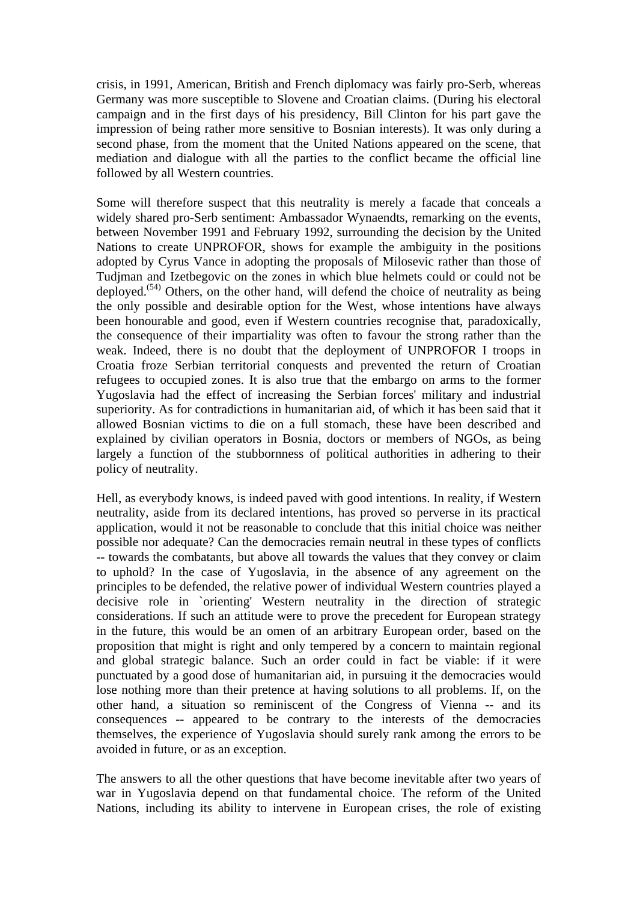crisis, in 1991, American, British and French diplomacy was fairly pro-Serb, whereas Germany was more susceptible to Slovene and Croatian claims. (During his electoral campaign and in the first days of his presidency, Bill Clinton for his part gave the impression of being rather more sensitive to Bosnian interests). It was only during a second phase, from the moment that the United Nations appeared on the scene, that mediation and dialogue with all the parties to the conflict became the official line followed by all Western countries.

Some will therefore suspect that this neutrality is merely a facade that conceals a widely shared pro-Serb sentiment: Ambassador Wynaendts, remarking on the events, between November 1991 and February 1992, surrounding the decision by the United Nations to create UNPROFOR, shows for example the ambiguity in the positions adopted by Cyrus Vance in adopting the proposals of Milosevic rather than those of Tudjman and Izetbegovic on the zones in which blue helmets could or could not be deployed.(54) Others, on the other hand, will defend the choice of neutrality as being the only possible and desirable option for the West, whose intentions have always been honourable and good, even if Western countries recognise that, paradoxically, the consequence of their impartiality was often to favour the strong rather than the weak. Indeed, there is no doubt that the deployment of UNPROFOR I troops in Croatia froze Serbian territorial conquests and prevented the return of Croatian refugees to occupied zones. It is also true that the embargo on arms to the former Yugoslavia had the effect of increasing the Serbian forces' military and industrial superiority. As for contradictions in humanitarian aid, of which it has been said that it allowed Bosnian victims to die on a full stomach, these have been described and explained by civilian operators in Bosnia, doctors or members of NGOs, as being largely a function of the stubbornness of political authorities in adhering to their policy of neutrality.

Hell, as everybody knows, is indeed paved with good intentions. In reality, if Western neutrality, aside from its declared intentions, has proved so perverse in its practical application, would it not be reasonable to conclude that this initial choice was neither possible nor adequate? Can the democracies remain neutral in these types of conflicts -- towards the combatants, but above all towards the values that they convey or claim to uphold? In the case of Yugoslavia, in the absence of any agreement on the principles to be defended, the relative power of individual Western countries played a decisive role in `orienting' Western neutrality in the direction of strategic considerations. If such an attitude were to prove the precedent for European strategy in the future, this would be an omen of an arbitrary European order, based on the proposition that might is right and only tempered by a concern to maintain regional and global strategic balance. Such an order could in fact be viable: if it were punctuated by a good dose of humanitarian aid, in pursuing it the democracies would lose nothing more than their pretence at having solutions to all problems. If, on the other hand, a situation so reminiscent of the Congress of Vienna -- and its consequences -- appeared to be contrary to the interests of the democracies themselves, the experience of Yugoslavia should surely rank among the errors to be avoided in future, or as an exception.

The answers to all the other questions that have become inevitable after two years of war in Yugoslavia depend on that fundamental choice. The reform of the United Nations, including its ability to intervene in European crises, the role of existing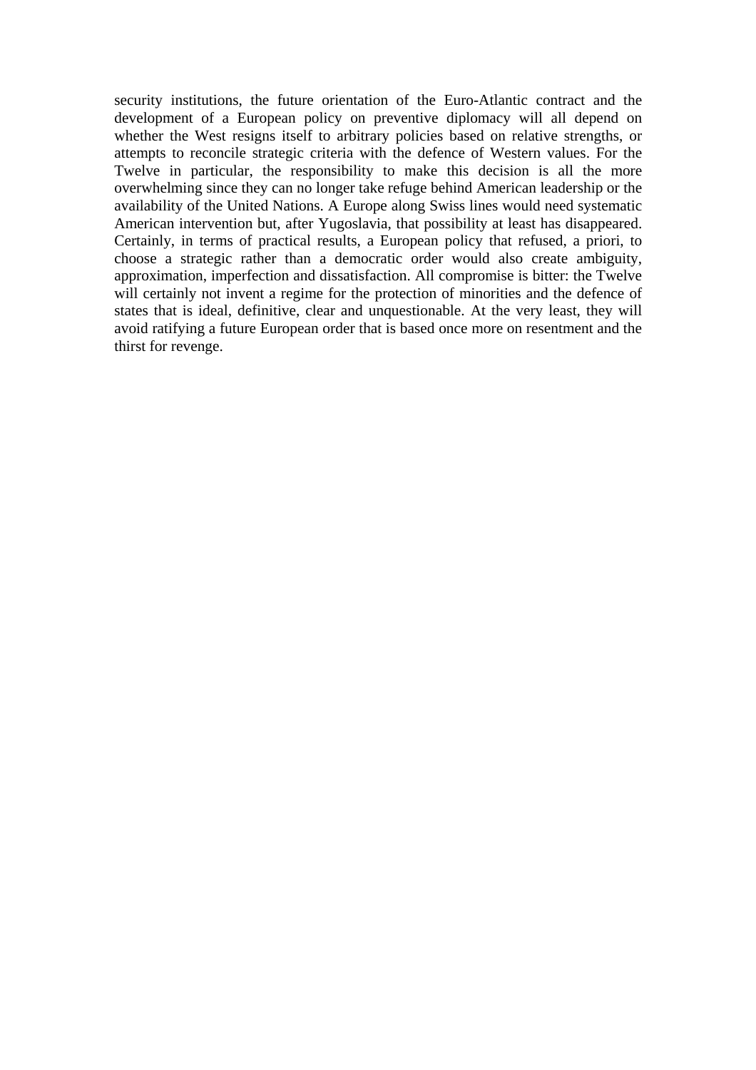security institutions, the future orientation of the Euro-Atlantic contract and the development of a European policy on preventive diplomacy will all depend on whether the West resigns itself to arbitrary policies based on relative strengths, or attempts to reconcile strategic criteria with the defence of Western values. For the Twelve in particular, the responsibility to make this decision is all the more overwhelming since they can no longer take refuge behind American leadership or the availability of the United Nations. A Europe along Swiss lines would need systematic American intervention but, after Yugoslavia, that possibility at least has disappeared. Certainly, in terms of practical results, a European policy that refused, a priori, to choose a strategic rather than a democratic order would also create ambiguity, approximation, imperfection and dissatisfaction. All compromise is bitter: the Twelve will certainly not invent a regime for the protection of minorities and the defence of states that is ideal, definitive, clear and unquestionable. At the very least, they will avoid ratifying a future European order that is based once more on resentment and the thirst for revenge.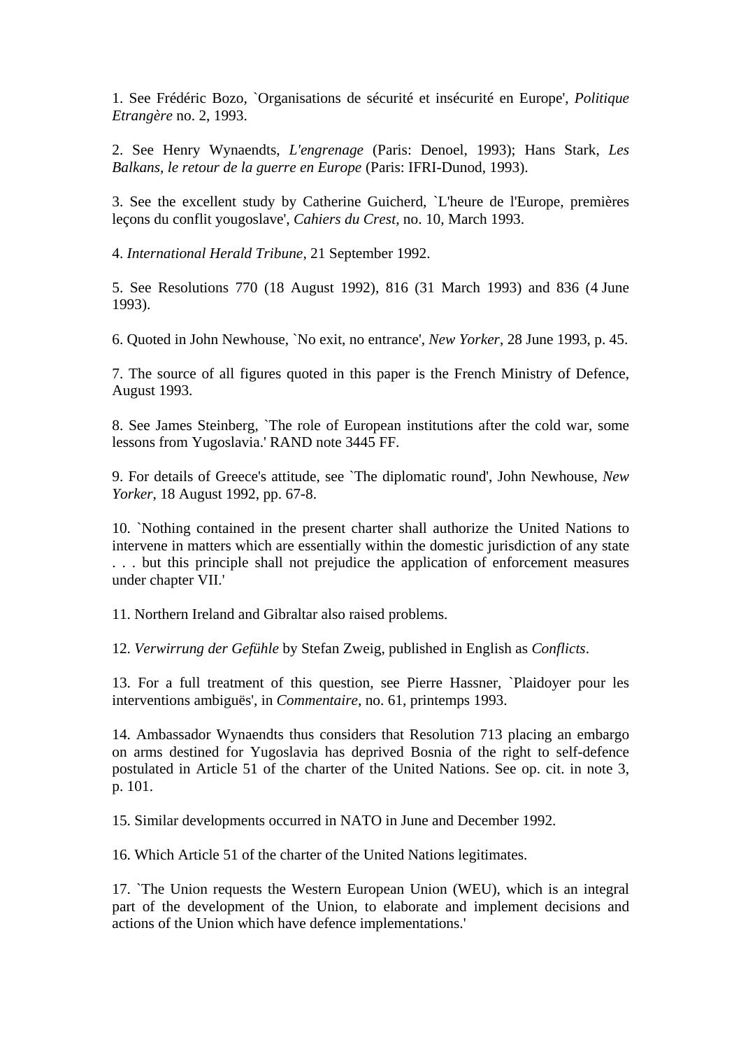1. See Frédéric Bozo, `Organisations de sécurité et insécurité en Europe', *Politique Etrangère* no. 2, 1993.

2. See Henry Wynaendts, *L'engrenage* (Paris: Denoel, 1993); Hans Stark, *Les Balkans, le retour de la guerre en Europe* (Paris: IFRI-Dunod, 1993).

3. See the excellent study by Catherine Guicherd, `L'heure de l'Europe, premières leçons du conflit yougoslave', *Cahiers du Crest*, no. 10, March 1993.

4. *International Herald Tribune*, 21 September 1992.

5. See Resolutions 770 (18 August 1992), 816 (31 March 1993) and 836 (4 June 1993).

6. Quoted in John Newhouse, `No exit, no entrance', *New Yorker*, 28 June 1993, p. 45.

7. The source of all figures quoted in this paper is the French Ministry of Defence, August 1993.

8. See James Steinberg, `The role of European institutions after the cold war, some lessons from Yugoslavia.' RAND note 3445 FF.

9. For details of Greece's attitude, see `The diplomatic round', John Newhouse, *New Yorker*, 18 August 1992, pp. 67-8.

10. `Nothing contained in the present charter shall authorize the United Nations to intervene in matters which are essentially within the domestic jurisdiction of any state . . . but this principle shall not prejudice the application of enforcement measures under chapter VII.'

11. Northern Ireland and Gibraltar also raised problems.

12. *Verwirrung der Gefühle* by Stefan Zweig, published in English as *Conflicts*.

13. For a full treatment of this question, see Pierre Hassner, `Plaidoyer pour les interventions ambiguës', in *Commentaire*, no. 61, printemps 1993.

14. Ambassador Wynaendts thus considers that Resolution 713 placing an embargo on arms destined for Yugoslavia has deprived Bosnia of the right to self-defence postulated in Article 51 of the charter of the United Nations. See op. cit. in note 3, p. 101.

15. Similar developments occurred in NATO in June and December 1992.

16. Which Article 51 of the charter of the United Nations legitimates.

17. `The Union requests the Western European Union (WEU), which is an integral part of the development of the Union, to elaborate and implement decisions and actions of the Union which have defence implementations.'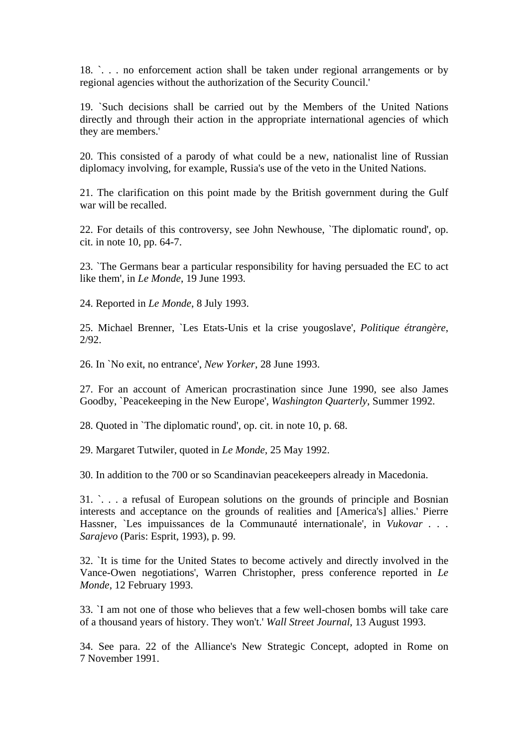18. `. . . no enforcement action shall be taken under regional arrangements or by regional agencies without the authorization of the Security Council.'

19. `Such decisions shall be carried out by the Members of the United Nations directly and through their action in the appropriate international agencies of which they are members.'

20. This consisted of a parody of what could be a new, nationalist line of Russian diplomacy involving, for example, Russia's use of the veto in the United Nations.

21. The clarification on this point made by the British government during the Gulf war will be recalled.

22. For details of this controversy, see John Newhouse, `The diplomatic round', op. cit. in note 10, pp. 64-7.

23. `The Germans bear a particular responsibility for having persuaded the EC to act like them', in *Le Monde*, 19 June 1993.

24. Reported in *Le Monde*, 8 July 1993.

25. Michael Brenner, `Les Etats-Unis et la crise yougoslave', *Politique étrangère*, 2/92.

26. In `No exit, no entrance', *New Yorker*, 28 June 1993.

27. For an account of American procrastination since June 1990, see also James Goodby, `Peacekeeping in the New Europe', *Washington Quarterly*, Summer 1992.

28. Quoted in `The diplomatic round', op. cit. in note 10, p. 68.

29. Margaret Tutwiler, quoted in *Le Monde*, 25 May 1992.

30. In addition to the 700 or so Scandinavian peacekeepers already in Macedonia.

31. `. . . a refusal of European solutions on the grounds of principle and Bosnian interests and acceptance on the grounds of realities and [America's] allies.' Pierre Hassner, `Les impuissances de la Communauté internationale', in *Vukovar . . . Sarajevo* (Paris: Esprit, 1993), p. 99.

32. `It is time for the United States to become actively and directly involved in the Vance-Owen negotiations', Warren Christopher, press conference reported in *Le Monde*, 12 February 1993.

33. `I am not one of those who believes that a few well-chosen bombs will take care of a thousand years of history. They won't.' *Wall Street Journal*, 13 August 1993.

34. See para. 22 of the Alliance's New Strategic Concept, adopted in Rome on 7 November 1991.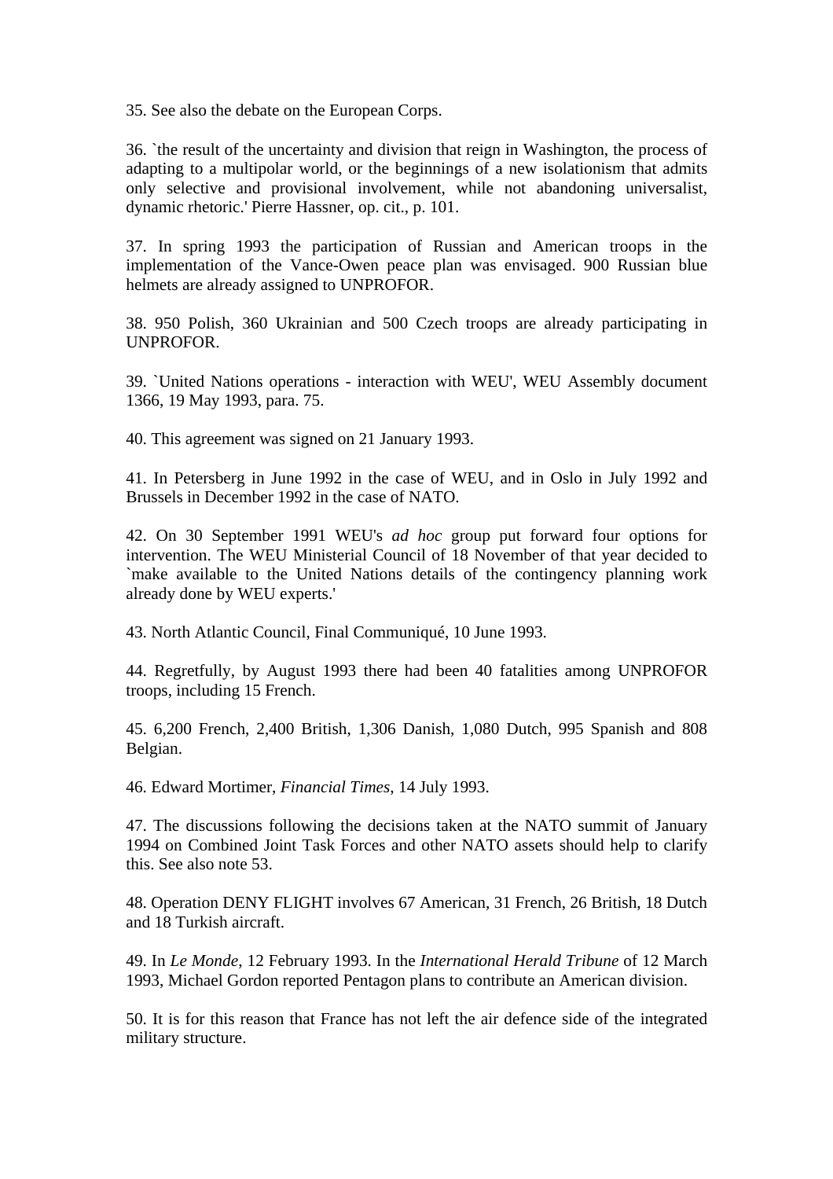35. See also the debate on the European Corps.

36. `the result of the uncertainty and division that reign in Washington, the process of adapting to a multipolar world, or the beginnings of a new isolationism that admits only selective and provisional involvement, while not abandoning universalist, dynamic rhetoric.' Pierre Hassner, op. cit., p. 101.

37. In spring 1993 the participation of Russian and American troops in the implementation of the Vance-Owen peace plan was envisaged. 900 Russian blue helmets are already assigned to UNPROFOR.

38. 950 Polish, 360 Ukrainian and 500 Czech troops are already participating in UNPROFOR.

39. `United Nations operations - interaction with WEU', WEU Assembly document 1366, 19 May 1993, para. 75.

40. This agreement was signed on 21 January 1993.

41. In Petersberg in June 1992 in the case of WEU, and in Oslo in July 1992 and Brussels in December 1992 in the case of NATO.

42. On 30 September 1991 WEU's *ad hoc* group put forward four options for intervention. The WEU Ministerial Council of 18 November of that year decided to `make available to the United Nations details of the contingency planning work already done by WEU experts.'

43. North Atlantic Council, Final Communiqué, 10 June 1993.

44. Regretfully, by August 1993 there had been 40 fatalities among UNPROFOR troops, including 15 French.

45. 6,200 French, 2,400 British, 1,306 Danish, 1,080 Dutch, 995 Spanish and 808 Belgian.

46. Edward Mortimer, *Financial Times*, 14 July 1993.

47. The discussions following the decisions taken at the NATO summit of January 1994 on Combined Joint Task Forces and other NATO assets should help to clarify this. See also note 53.

48. Operation DENY FLIGHT involves 67 American, 31 French, 26 British, 18 Dutch and 18 Turkish aircraft.

49. In *Le Monde*, 12 February 1993. In the *International Herald Tribune* of 12 March 1993, Michael Gordon reported Pentagon plans to contribute an American division.

50. It is for this reason that France has not left the air defence side of the integrated military structure.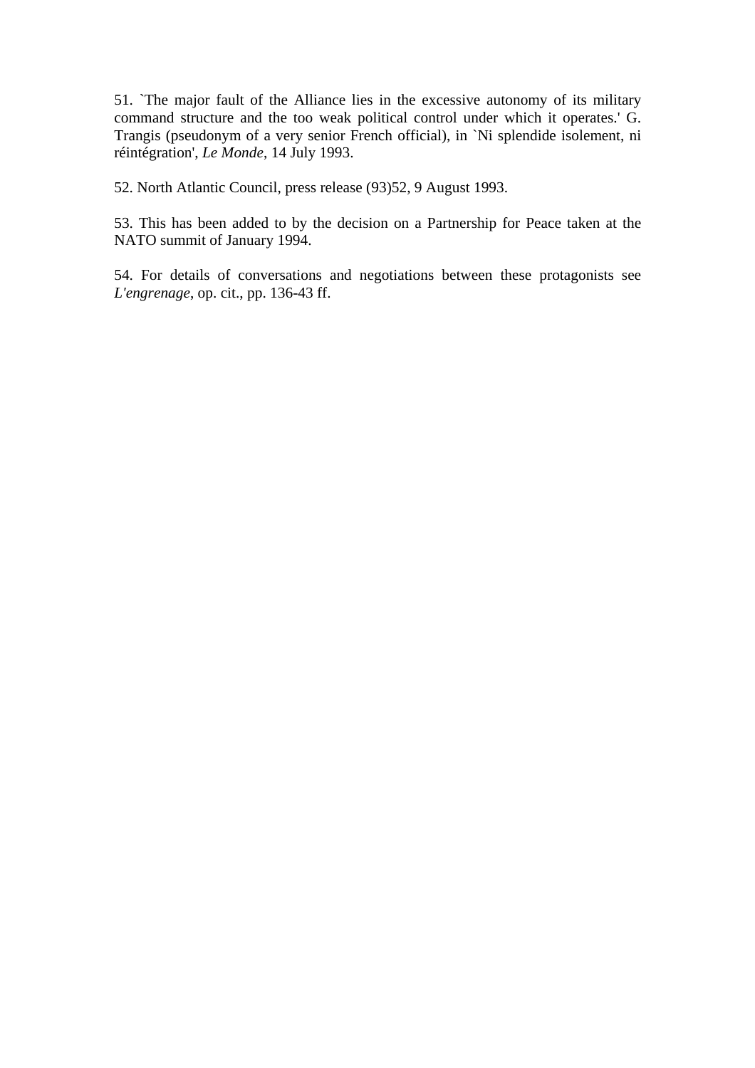51. `The major fault of the Alliance lies in the excessive autonomy of its military command structure and the too weak political control under which it operates.' G. Trangis (pseudonym of a very senior French official), in `Ni splendide isolement, ni réintégration', *Le Monde*, 14 July 1993.

52. North Atlantic Council, press release (93)52, 9 August 1993.

53. This has been added to by the decision on a Partnership for Peace taken at the NATO summit of January 1994.

54. For details of conversations and negotiations between these protagonists see *L'engrenage*, op. cit., pp. 136-43 ff.